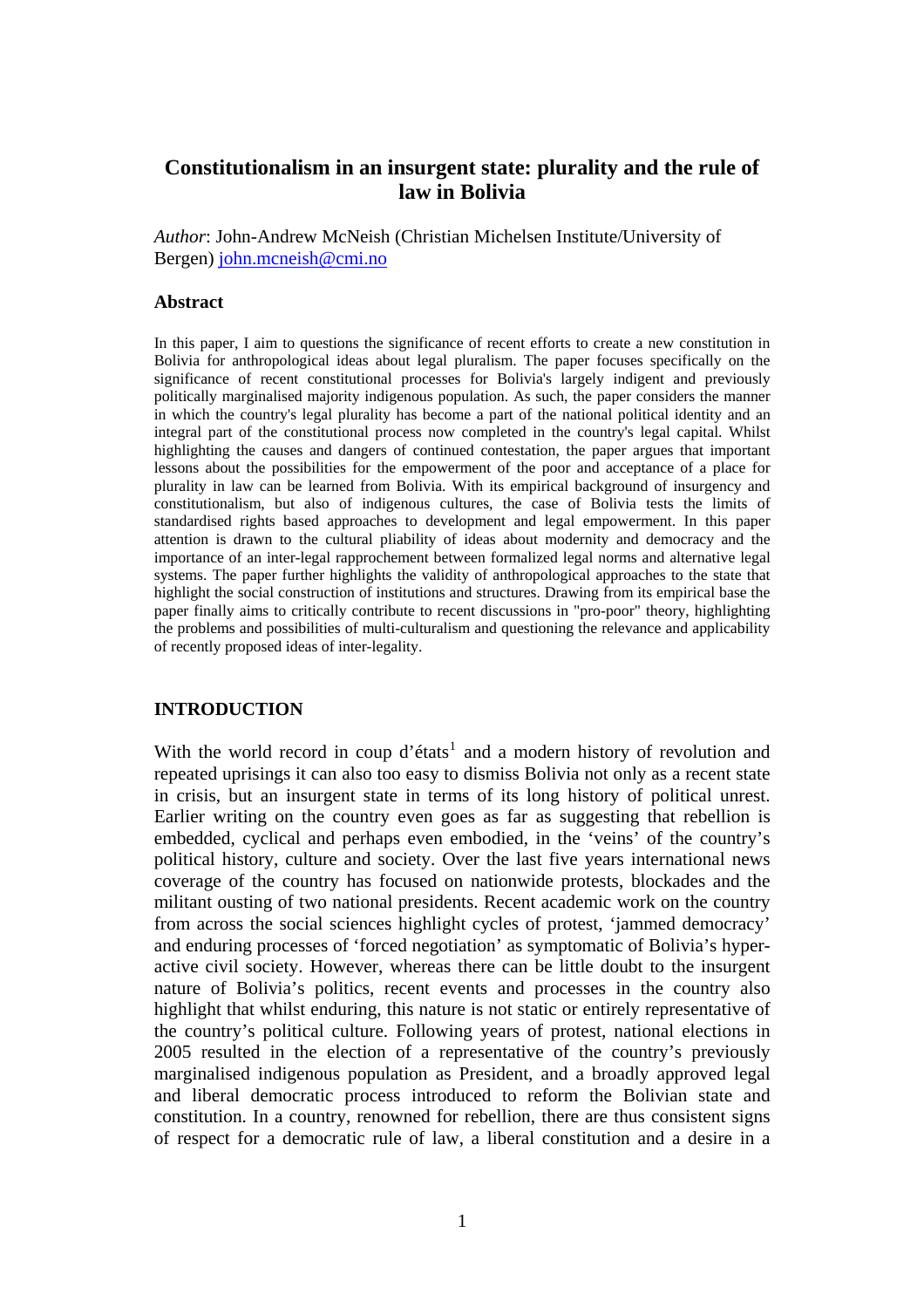# Constitutionalism in an insurgent state: plurality and the rule of law in Bolivia

*Author*: John-Andrew McNeish (Christian Michelsen Institute/University of Bergen) john.mcneish@cmi.no

### Abstract

In this paper, I aim to questions the significance of recent efforts to create a new constitution in Bolivia for anthropological ideas about legal pluralism. The paper focuses specifically on the significance of recent constitutional processes for Bolivia's largely indigent and previously politically marginalised majority indigenous population. As such, the paper considers the manner in which the country's legal plurality has become a part of the national political identity and an integral part of the constitutional process now completed in the country's legal capital. Whilst highlighting the causes and dangers of continued contestation, the paper argues that important lessons about the possibilities for the empowerment of the poor and acceptance of a place for plurality in law can be learned from Bolivia. With its empirical background of insurgency and constitutionalism, but also of indigenous cultures, the case of Bolivia tests the limits of standardised rights based approaches to development and legal empowerment. In this paper attention is drawn to the cultural pliability of ideas about modernity and democracy and the importance of an inter-legal rapprochement between formalized legal norms and alternative legal systems. The paper further highlights the validity of anthropological approaches to the state that highlight the social construction of institutions and structures. Drawing from its empirical base the paper finally aims to critically contribute to recent discussions in "pro-poor" theory, highlighting the problems and possibilities of multi-culturalism and questioning the relevance and applicability of recently proposed ideas of inter-legality.

### INTRODUCTION

With the world record in coup d'états[1] and a modern history of revolution and repeated uprisings it can also too easy to dismiss Bolivia not only as a recent state in crisis, but an insurgent state in terms of its long history of political unrest. Earlier writing on the country even goes as far as suggesting that rebellion is embedded, cyclical and perhaps even embodied, in the 'veins' of the country's political history, culture and society. Over the last five years international news coverage of the country has focused on nationwide protests, blockades and the militant ousting of two national presidents. Recent academic work on the country from across the social sciences highlight cycles of protest, 'jammed democracy' and enduring processes of 'forced negotiation' as symptomatic of Bolivia's hyper-active civil society. However, whereas there can be little doubt to the insurgent nature of Bolivia's politics, recent events and processes in the country also highlight that whilst enduring, this nature is not static or entirely representative of the country's political culture. Following years of protest, national elections in 2005 resulted in the election of a representative of the country's previously marginalised indigenous population as President, and a broadly approved legal and liberal democratic process introduced to reform the Bolivian state and constitution. In a country, renowned for rebellion, there are thus consistent signs of respect for a democratic rule of law, a liberal constitution and a desire in a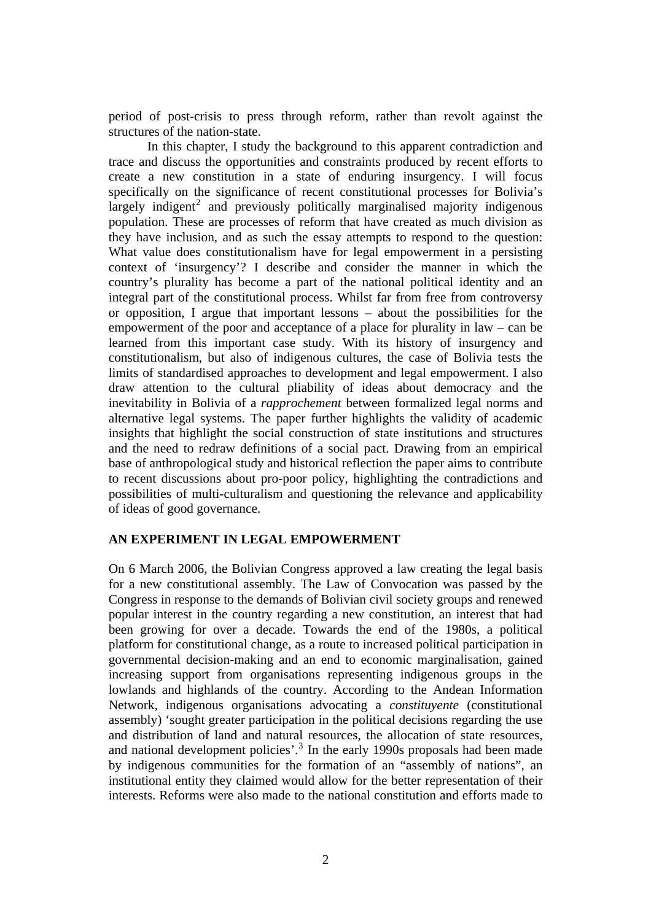period of post-crisis to press through reform, rather than revolt against the structures of the nation-state.

In this chapter, I study the background to this apparent contradiction and trace and discuss the opportunities and constraints produced by recent efforts to create a new constitution in a state of enduring insurgency. I will focus specifically on the significance of recent constitutional processes for Bolivia's largely indigent[2] and previously politically marginalised majority indigenous population. These are processes of reform that have created as much division as they have inclusion, and as such the essay attempts to respond to the question: What value does constitutionalism have for legal empowerment in a persisting context of 'insurgency'? I describe and consider the manner in which the country's plurality has become a part of the national political identity and an integral part of the constitutional process. Whilst far from free from controversy or opposition, I argue that important lessons – about the possibilities for the empowerment of the poor and acceptance of a place for plurality in law – can be learned from this important case study. With its history of insurgency and constitutionalism, but also of indigenous cultures, the case of Bolivia tests the limits of standardised approaches to development and legal empowerment. I also draw attention to the cultural pliability of ideas about democracy and the inevitability in Bolivia of a *rapprochement* between formalized legal norms and alternative legal systems. The paper further highlights the validity of academic insights that highlight the social construction of state institutions and structures and the need to redraw definitions of a social pact. Drawing from an empirical base of anthropological study and historical reflection the paper aims to contribute to recent discussions about pro-poor policy, highlighting the contradictions and possibilities of multi-culturalism and questioning the relevance and applicability of ideas of good governance.

## AN EXPERIMENT IN LEGAL EMPOWERMENT

On 6 March 2006, the Bolivian Congress approved a law creating the legal basis for a new constitutional assembly. The Law of Convocation was passed by the Congress in response to the demands of Bolivian civil society groups and renewed popular interest in the country regarding a new constitution, an interest that had been growing for over a decade. Towards the end of the 1980s, a political platform for constitutional change, as a route to increased political participation in governmental decision-making and an end to economic marginalisation, gained increasing support from organisations representing indigenous groups in the lowlands and highlands of the country. According to the Andean Information Network, indigenous organisations advocating a *constituyente* (constitutional assembly) 'sought greater participation in the political decisions regarding the use and distribution of land and natural resources, the allocation of state resources, and national development policies'.[3] In the early 1990s proposals had been made by indigenous communities for the formation of an "assembly of nations", an institutional entity they claimed would allow for the better representation of their interests. Reforms were also made to the national constitution and efforts made to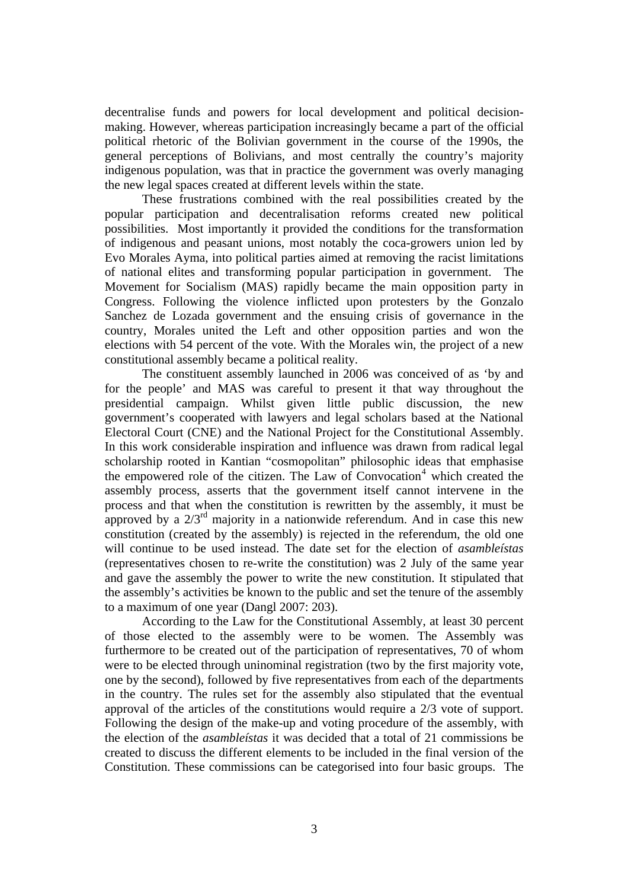decentralise funds and powers for local development and political decision-making. However, whereas participation increasingly became a part of the official political rhetoric of the Bolivian government in the course of the 1990s, the general perceptions of Bolivians, and most centrally the country's majority indigenous population, was that in practice the government was overly managing the new legal spaces created at different levels within the state.

These frustrations combined with the real possibilities created by the popular participation and decentralisation reforms created new political possibilities. Most importantly it provided the conditions for the transformation of indigenous and peasant unions, most notably the coca-growers union led by Evo Morales Ayma, into political parties aimed at removing the racist limitations of national elites and transforming popular participation in government. The Movement for Socialism (MAS) rapidly became the main opposition party in Congress. Following the violence inflicted upon protesters by the Gonzalo Sanchez de Lozada government and the ensuing crisis of governance in the country, Morales united the Left and other opposition parties and won the elections with 54 percent of the vote. With the Morales win, the project of a new constitutional assembly became a political reality.

The constituent assembly launched in 2006 was conceived of as 'by and for the people' and MAS was careful to present it that way throughout the presidential campaign. Whilst given little public discussion, the new government's cooperated with lawyers and legal scholars based at the National Electoral Court (CNE) and the National Project for the Constitutional Assembly. In this work considerable inspiration and influence was drawn from radical legal scholarship rooted in Kantian "cosmopolitan" philosophic ideas that emphasise the empowered role of the citizen. The Law of Convocation[4] which created the assembly process, asserts that the government itself cannot intervene in the process and that when the constitution is rewritten by the assembly, it must be approved by a 2/3rd majority in a nationwide referendum. And in case this new constitution (created by the assembly) is rejected in the referendum, the old one will continue to be used instead. The date set for the election of *asambleístas* (representatives chosen to re-write the constitution) was 2 July of the same year and gave the assembly the power to write the new constitution. It stipulated that the assembly's activities be known to the public and set the tenure of the assembly to a maximum of one year (Dangl 2007: 203).

According to the Law for the Constitutional Assembly, at least 30 percent of those elected to the assembly were to be women. The Assembly was furthermore to be created out of the participation of representatives, 70 of whom were to be elected through uninominal registration (two by the first majority vote, one by the second), followed by five representatives from each of the departments in the country. The rules set for the assembly also stipulated that the eventual approval of the articles of the constitutions would require a 2/3 vote of support. Following the design of the make-up and voting procedure of the assembly, with the election of the *asambleístas* it was decided that a total of 21 commissions be created to discuss the different elements to be included in the final version of the Constitution. These commissions can be categorised into four basic groups. The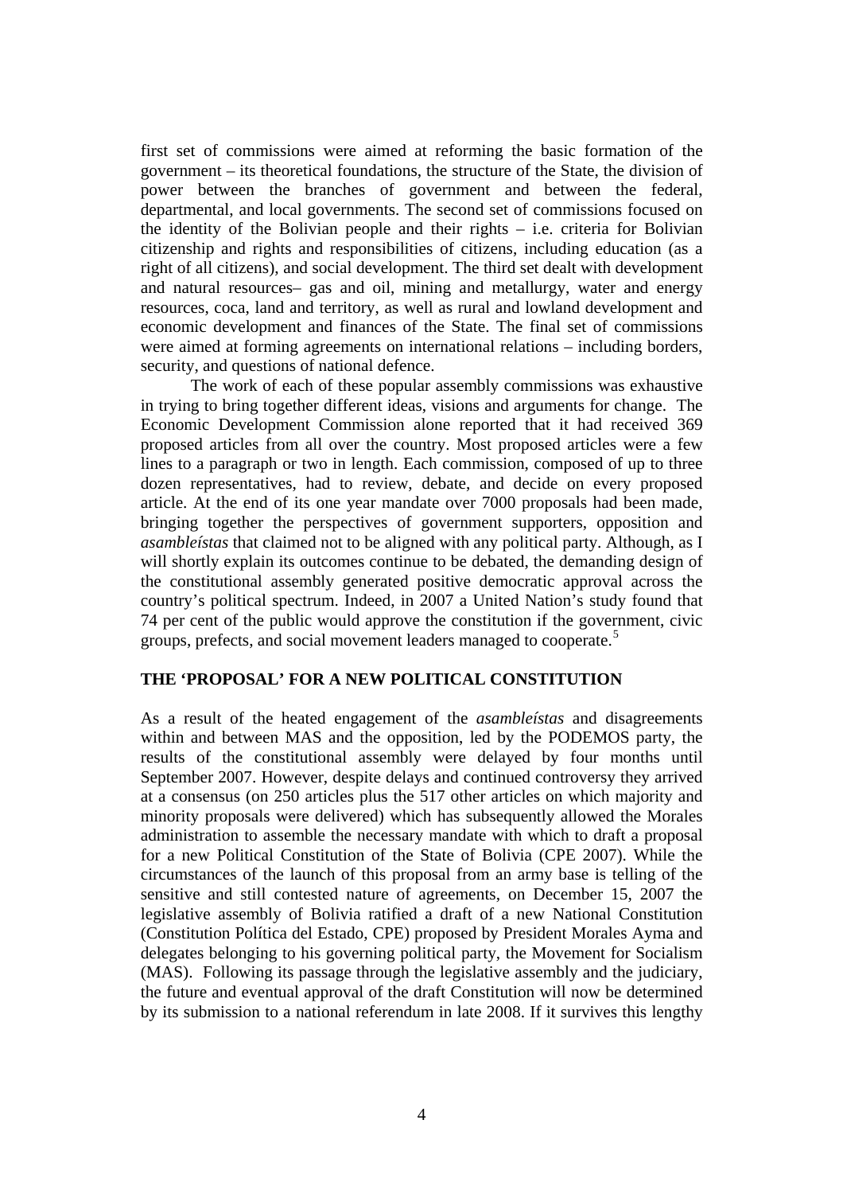first set of commissions were aimed at reforming the basic formation of the government – its theoretical foundations, the structure of the State, the division of power between the branches of government and between the federal, departmental, and local governments. The second set of commissions focused on the identity of the Bolivian people and their rights – i.e. criteria for Bolivian citizenship and rights and responsibilities of citizens, including education (as a right of all citizens), and social development. The third set dealt with development and natural resources– gas and oil, mining and metallurgy, water and energy resources, coca, land and territory, as well as rural and lowland development and economic development and finances of the State. The final set of commissions were aimed at forming agreements on international relations – including borders, security, and questions of national defence.

The work of each of these popular assembly commissions was exhaustive in trying to bring together different ideas, visions and arguments for change. The Economic Development Commission alone reported that it had received 369 proposed articles from all over the country. Most proposed articles were a few lines to a paragraph or two in length. Each commission, composed of up to three dozen representatives, had to review, debate, and decide on every proposed article. At the end of its one year mandate over 7000 proposals had been made, bringing together the perspectives of government supporters, opposition and *asambleístas* that claimed not to be aligned with any political party. Although, as I will shortly explain its outcomes continue to be debated, the demanding design of the constitutional assembly generated positive democratic approval across the country's political spectrum. Indeed, in 2007 a United Nation's study found that 74 per cent of the public would approve the constitution if the government, civic groups, prefects, and social movement leaders managed to cooperate.[5]

## THE 'PROPOSAL' FOR A NEW POLITICAL CONSTITUTION

As a result of the heated engagement of the *asambleístas* and disagreements within and between MAS and the opposition, led by the PODEMOS party, the results of the constitutional assembly were delayed by four months until September 2007. However, despite delays and continued controversy they arrived at a consensus (on 250 articles plus the 517 other articles on which majority and minority proposals were delivered) which has subsequently allowed the Morales administration to assemble the necessary mandate with which to draft a proposal for a new Political Constitution of the State of Bolivia (CPE 2007). While the circumstances of the launch of this proposal from an army base is telling of the sensitive and still contested nature of agreements, on December 15, 2007 the legislative assembly of Bolivia ratified a draft of a new National Constitution (Constitution Política del Estado, CPE) proposed by President Morales Ayma and delegates belonging to his governing political party, the Movement for Socialism (MAS). Following its passage through the legislative assembly and the judiciary, the future and eventual approval of the draft Constitution will now be determined by its submission to a national referendum in late 2008. If it survives this lengthy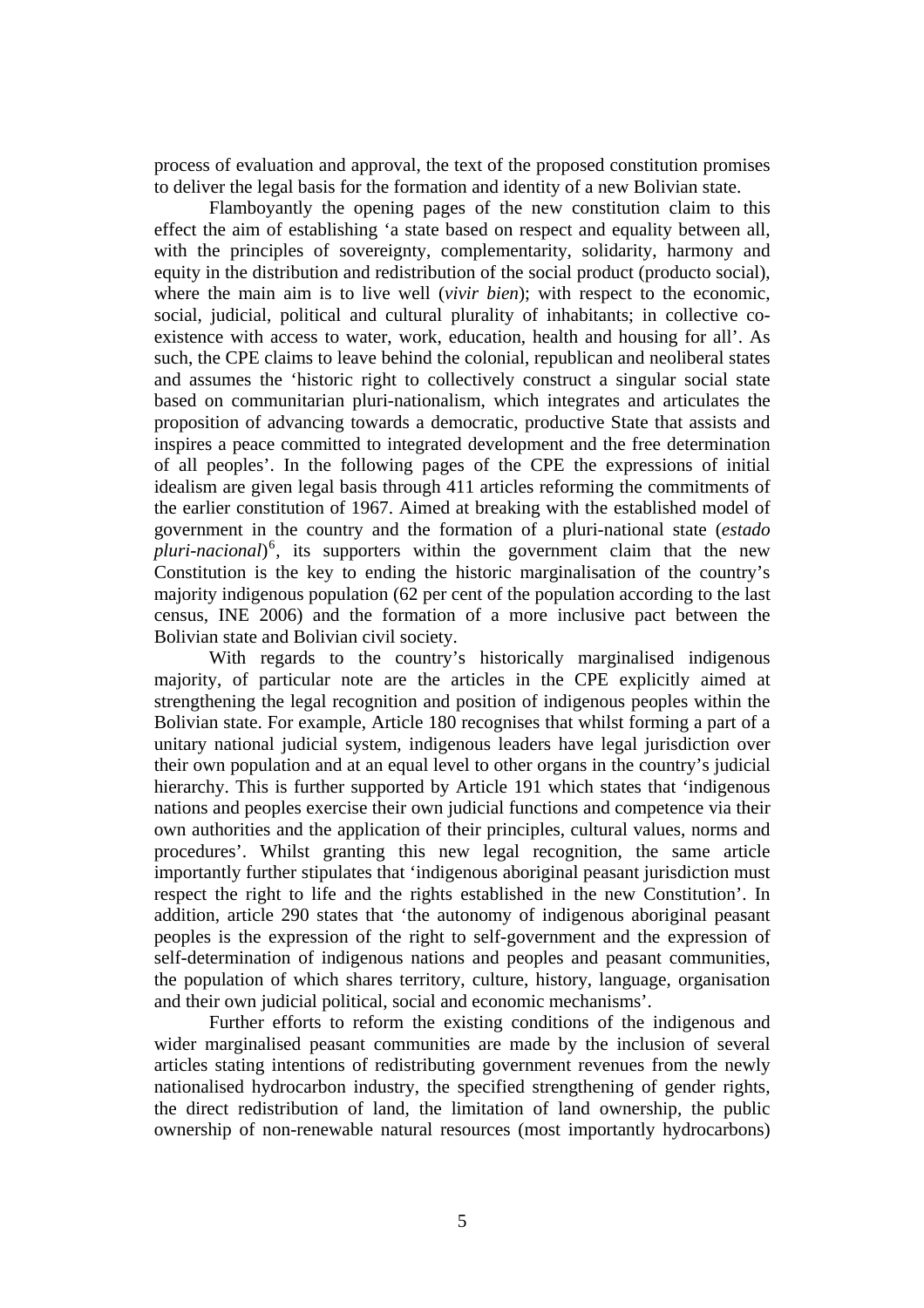process of evaluation and approval, the text of the proposed constitution promises to deliver the legal basis for the formation and identity of a new Bolivian state.

Flamboyantly the opening pages of the new constitution claim to this effect the aim of establishing 'a state based on respect and equality between all, with the principles of sovereignty, complementarity, solidarity, harmony and equity in the distribution and redistribution of the social product (producto social), where the main aim is to live well (*vivir bien*); with respect to the economic, social, judicial, political and cultural plurality of inhabitants; in collective co-existence with access to water, work, education, health and housing for all'. As such, the CPE claims to leave behind the colonial, republican and neoliberal states and assumes the 'historic right to collectively construct a singular social state based on communitarian pluri-nationalism, which integrates and articulates the proposition of advancing towards a democratic, productive State that assists and inspires a peace committed to integrated development and the free determination of all peoples'. In the following pages of the CPE the expressions of initial idealism are given legal basis through 411 articles reforming the commitments of the earlier constitution of 1967. Aimed at breaking with the established model of government in the country and the formation of a pluri-national state (*estado pluri-nacional*)[6], its supporters within the government claim that the new Constitution is the key to ending the historic marginalisation of the country's majority indigenous population (62 per cent of the population according to the last census, INE 2006) and the formation of a more inclusive pact between the Bolivian state and Bolivian civil society.

With regards to the country's historically marginalised indigenous majority, of particular note are the articles in the CPE explicitly aimed at strengthening the legal recognition and position of indigenous peoples within the Bolivian state. For example, Article 180 recognises that whilst forming a part of a unitary national judicial system, indigenous leaders have legal jurisdiction over their own population and at an equal level to other organs in the country's judicial hierarchy. This is further supported by Article 191 which states that 'indigenous nations and peoples exercise their own judicial functions and competence via their own authorities and the application of their principles, cultural values, norms and procedures'. Whilst granting this new legal recognition, the same article importantly further stipulates that 'indigenous aboriginal peasant jurisdiction must respect the right to life and the rights established in the new Constitution'. In addition, article 290 states that 'the autonomy of indigenous aboriginal peasant peoples is the expression of the right to self-government and the expression of self-determination of indigenous nations and peoples and peasant communities, the population of which shares territory, culture, history, language, organisation and their own judicial political, social and economic mechanisms'.

Further efforts to reform the existing conditions of the indigenous and wider marginalised peasant communities are made by the inclusion of several articles stating intentions of redistributing government revenues from the newly nationalised hydrocarbon industry, the specified strengthening of gender rights, the direct redistribution of land, the limitation of land ownership, the public ownership of non-renewable natural resources (most importantly hydrocarbons)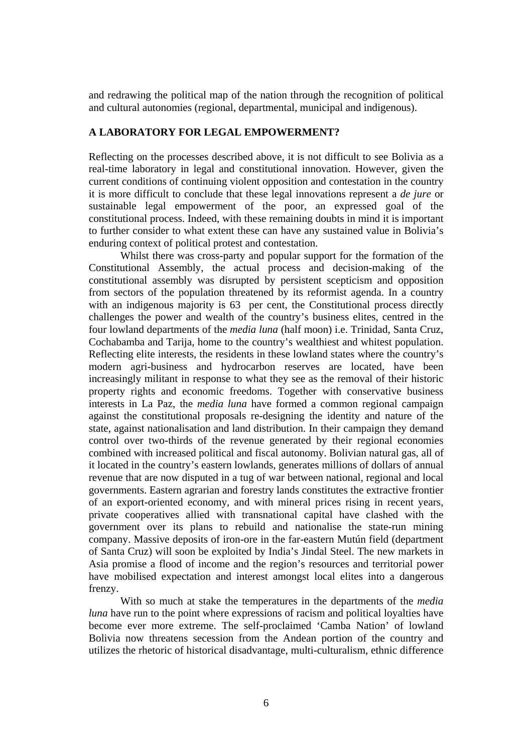and redrawing the political map of the nation through the recognition of political and cultural autonomies (regional, departmental, municipal and indigenous).

## A LABORATORY FOR LEGAL EMPOWERMENT?

Reflecting on the processes described above, it is not difficult to see Bolivia as a real-time laboratory in legal and constitutional innovation. However, given the current conditions of continuing violent opposition and contestation in the country it is more difficult to conclude that these legal innovations represent a *de jure* or sustainable legal empowerment of the poor, an expressed goal of the constitutional process. Indeed, with these remaining doubts in mind it is important to further consider to what extent these can have any sustained value in Bolivia's enduring context of political protest and contestation.

Whilst there was cross-party and popular support for the formation of the Constitutional Assembly, the actual process and decision-making of the constitutional assembly was disrupted by persistent scepticism and opposition from sectors of the population threatened by its reformist agenda. In a country with an indigenous majority is 63 per cent, the Constitutional process directly challenges the power and wealth of the country's business elites, centred in the four lowland departments of the *media luna* (half moon) i.e. Trinidad, Santa Cruz, Cochabamba and Tarija, home to the country's wealthiest and whitest population. Reflecting elite interests, the residents in these lowland states where the country's modern agri-business and hydrocarbon reserves are located, have been increasingly militant in response to what they see as the removal of their historic property rights and economic freedoms. Together with conservative business interests in La Paz, the *media luna* have formed a common regional campaign against the constitutional proposals re-designing the identity and nature of the state, against nationalisation and land distribution. In their campaign they demand control over two-thirds of the revenue generated by their regional economies combined with increased political and fiscal autonomy. Bolivian natural gas, all of it located in the country's eastern lowlands, generates millions of dollars of annual revenue that are now disputed in a tug of war between national, regional and local governments. Eastern agrarian and forestry lands constitutes the extractive frontier of an export-oriented economy, and with mineral prices rising in recent years, private cooperatives allied with transnational capital have clashed with the government over its plans to rebuild and nationalise the state-run mining company. Massive deposits of iron-ore in the far-eastern Mutún field (department of Santa Cruz) will soon be exploited by India's Jindal Steel. The new markets in Asia promise a flood of income and the region's resources and territorial power have mobilised expectation and interest amongst local elites into a dangerous frenzy.

With so much at stake the temperatures in the departments of the *media luna* have run to the point where expressions of racism and political loyalties have become ever more extreme. The self-proclaimed 'Camba Nation' of lowland Bolivia now threatens secession from the Andean portion of the country and utilizes the rhetoric of historical disadvantage, multi-culturalism, ethnic difference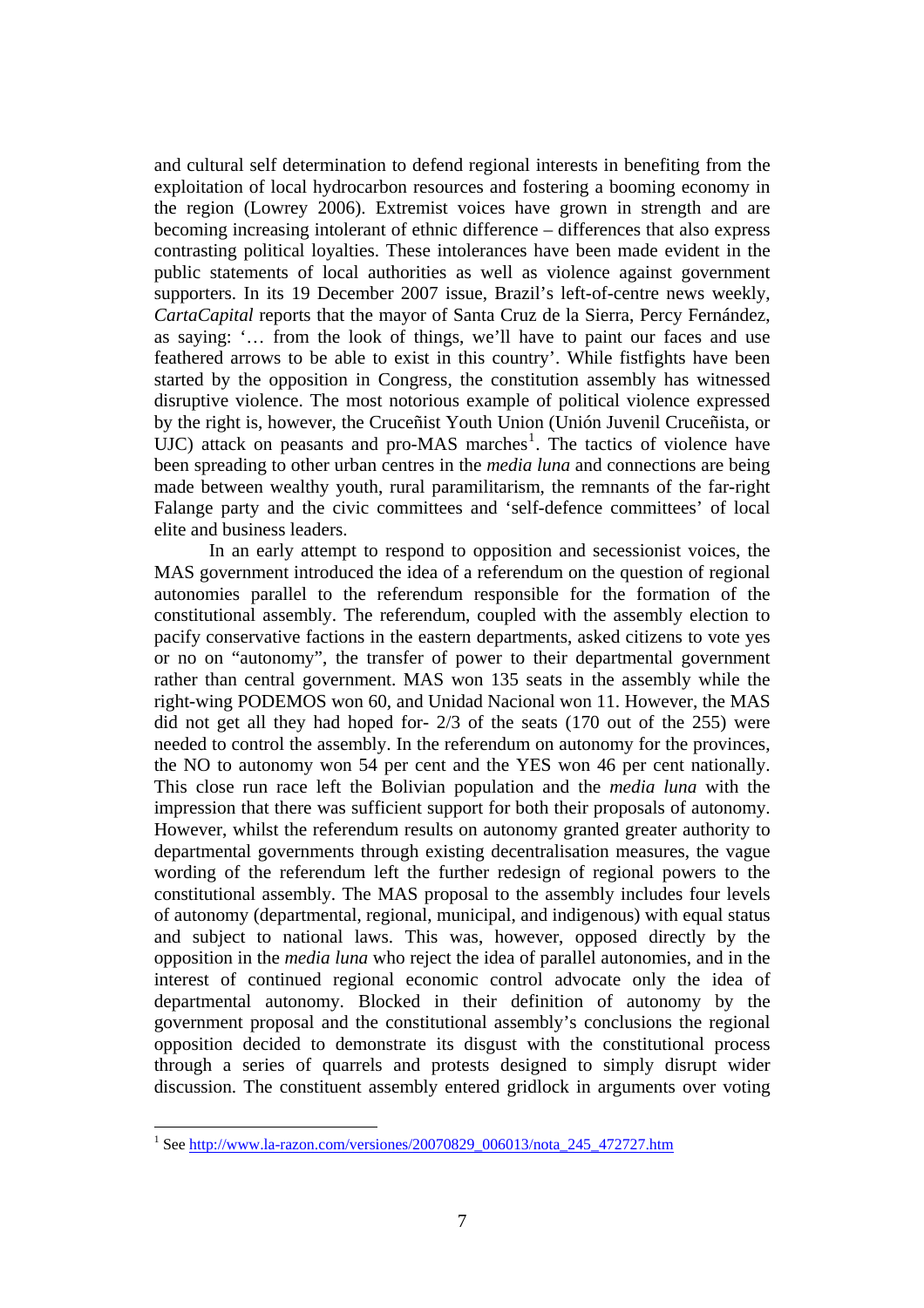and cultural self determination to defend regional interests in benefiting from the exploitation of local hydrocarbon resources and fostering a booming economy in the region (Lowrey 2006). Extremist voices have grown in strength and are becoming increasing intolerant of ethnic difference – differences that also express contrasting political loyalties. These intolerances have been made evident in the public statements of local authorities as well as violence against government supporters. In its 19 December 2007 issue, Brazil's left-of-centre news weekly, *CartaCapital* reports that the mayor of Santa Cruz de la Sierra, Percy Fernández, as saying: '… from the look of things, we'll have to paint our faces and use feathered arrows to be able to exist in this country'. While fistfights have been started by the opposition in Congress, the constitution assembly has witnessed disruptive violence. The most notorious example of political violence expressed by the right is, however, the Cruceñist Youth Union (Unión Juvenil Cruceñista, or UJC) attack on peasants and pro-MAS marches[1]. The tactics of violence have been spreading to other urban centres in the *media luna* and connections are being made between wealthy youth, rural paramilitarism, the remnants of the far-right Falange party and the civic committees and 'self-defence committees' of local elite and business leaders.

In an early attempt to respond to opposition and secessionist voices, the MAS government introduced the idea of a referendum on the question of regional autonomies parallel to the referendum responsible for the formation of the constitutional assembly. The referendum, coupled with the assembly election to pacify conservative factions in the eastern departments, asked citizens to vote yes or no on "autonomy", the transfer of power to their departmental government rather than central government. MAS won 135 seats in the assembly while the right-wing PODEMOS won 60, and Unidad Nacional won 11. However, the MAS did not get all they had hoped for- 2/3 of the seats (170 out of the 255) were needed to control the assembly. In the referendum on autonomy for the provinces, the NO to autonomy won 54 per cent and the YES won 46 per cent nationally. This close run race left the Bolivian population and the *media luna* with the impression that there was sufficient support for both their proposals of autonomy. However, whilst the referendum results on autonomy granted greater authority to departmental governments through existing decentralisation measures, the vague wording of the referendum left the further redesign of regional powers to the constitutional assembly. The MAS proposal to the assembly includes four levels of autonomy (departmental, regional, municipal, and indigenous) with equal status and subject to national laws. This was, however, opposed directly by the opposition in the *media luna* who reject the idea of parallel autonomies, and in the interest of continued regional economic control advocate only the idea of departmental autonomy. Blocked in their definition of autonomy by the government proposal and the constitutional assembly's conclusions the regional opposition decided to demonstrate its disgust with the constitutional process through a series of quarrels and protests designed to simply disrupt wider discussion. The constituent assembly entered gridlock in arguments over voting

[1] See http://www.la-razon.com/versiones/20070829_006013/nota_245_472727.htm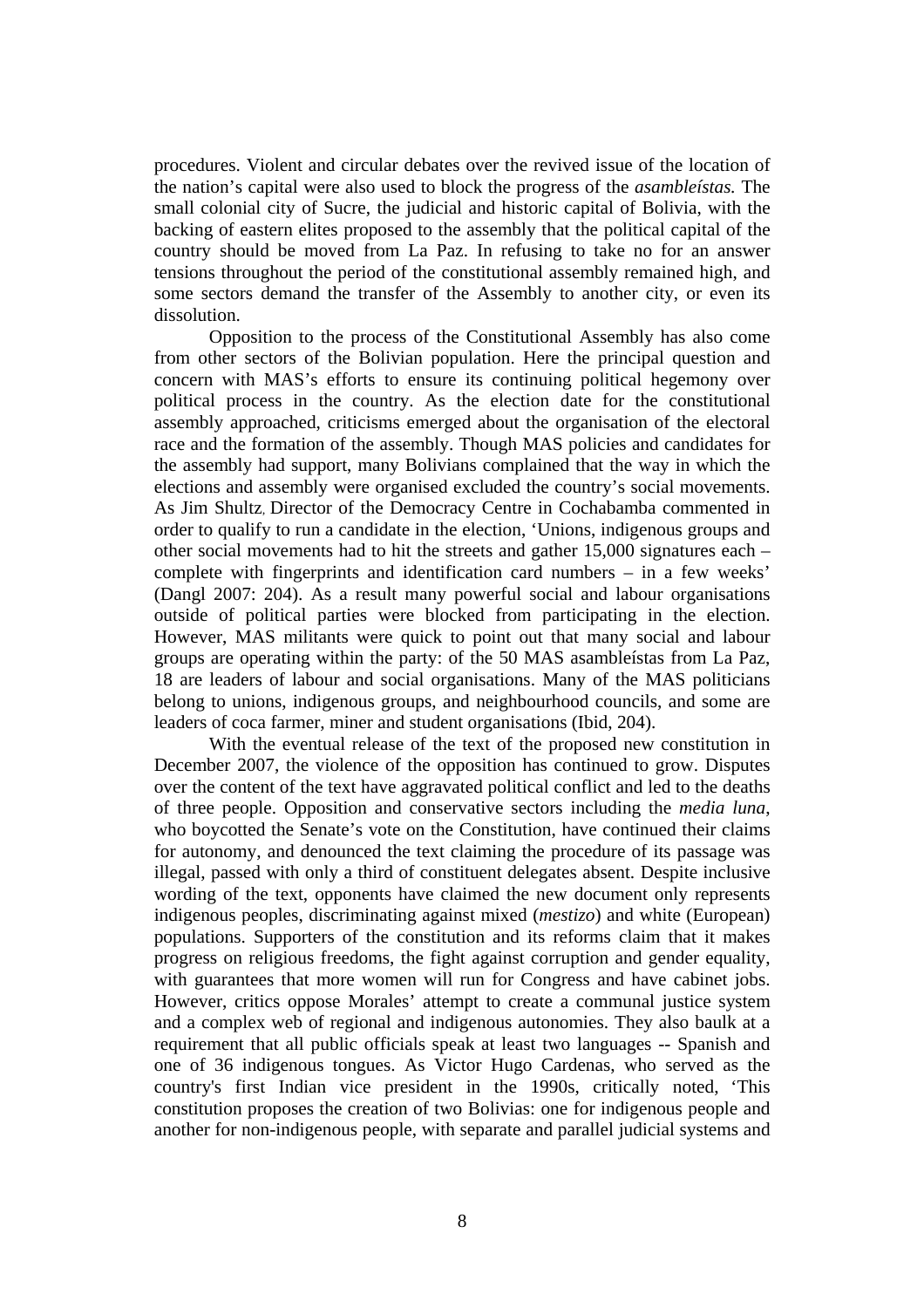procedures. Violent and circular debates over the revived issue of the location of the nation's capital were also used to block the progress of the *asambleístas.* The small colonial city of Sucre, the judicial and historic capital of Bolivia, with the backing of eastern elites proposed to the assembly that the political capital of the country should be moved from La Paz. In refusing to take no for an answer tensions throughout the period of the constitutional assembly remained high, and some sectors demand the transfer of the Assembly to another city, or even its dissolution.

Opposition to the process of the Constitutional Assembly has also come from other sectors of the Bolivian population. Here the principal question and concern with MAS's efforts to ensure its continuing political hegemony over political process in the country. As the election date for the constitutional assembly approached, criticisms emerged about the organisation of the electoral race and the formation of the assembly. Though MAS policies and candidates for the assembly had support, many Bolivians complained that the way in which the elections and assembly were organised excluded the country's social movements. As Jim Shultz, Director of the Democracy Centre in Cochabamba commented in order to qualify to run a candidate in the election, 'Unions, indigenous groups and other social movements had to hit the streets and gather 15,000 signatures each – complete with fingerprints and identification card numbers – in a few weeks' (Dangl 2007: 204). As a result many powerful social and labour organisations outside of political parties were blocked from participating in the election. However, MAS militants were quick to point out that many social and labour groups are operating within the party: of the 50 MAS asambleístas from La Paz, 18 are leaders of labour and social organisations. Many of the MAS politicians belong to unions, indigenous groups, and neighbourhood councils, and some are leaders of coca farmer, miner and student organisations (Ibid, 204).

With the eventual release of the text of the proposed new constitution in December 2007, the violence of the opposition has continued to grow. Disputes over the content of the text have aggravated political conflict and led to the deaths of three people. Opposition and conservative sectors including the *media luna*, who boycotted the Senate's vote on the Constitution, have continued their claims for autonomy, and denounced the text claiming the procedure of its passage was illegal, passed with only a third of constituent delegates absent. Despite inclusive wording of the text, opponents have claimed the new document only represents indigenous peoples, discriminating against mixed (*mestizo*) and white (European) populations. Supporters of the constitution and its reforms claim that it makes progress on religious freedoms, the fight against corruption and gender equality, with guarantees that more women will run for Congress and have cabinet jobs. However, critics oppose Morales' attempt to create a communal justice system and a complex web of regional and indigenous autonomies. They also baulk at a requirement that all public officials speak at least two languages -- Spanish and one of 36 indigenous tongues. As Victor Hugo Cardenas, who served as the country's first Indian vice president in the 1990s, critically noted, 'This constitution proposes the creation of two Bolivias: one for indigenous people and another for non-indigenous people, with separate and parallel judicial systems and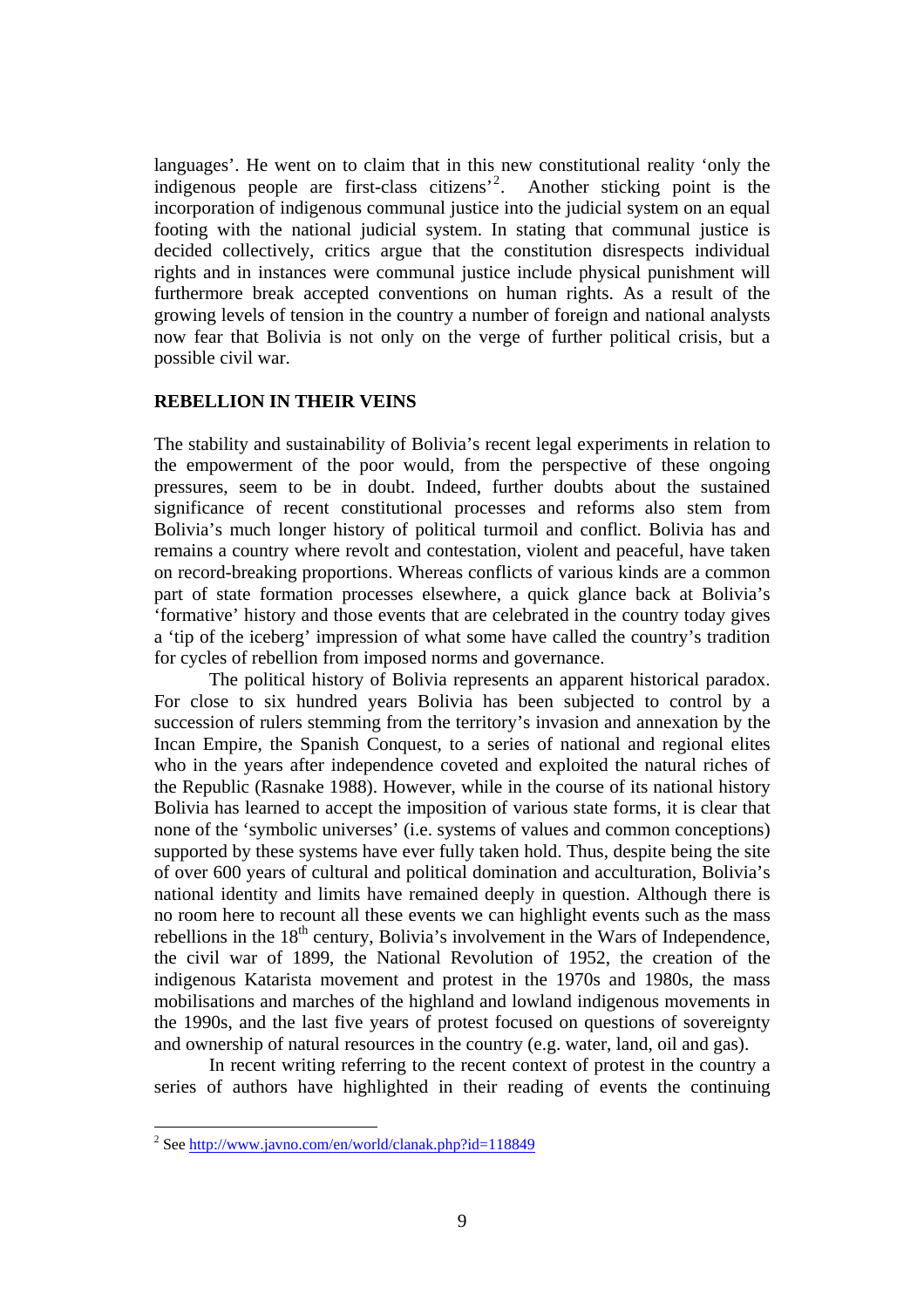languages'. He went on to claim that in this new constitutional reality 'only the indigenous people are first-class citizens'[2]. Another sticking point is the incorporation of indigenous communal justice into the judicial system on an equal footing with the national judicial system. In stating that communal justice is decided collectively, critics argue that the constitution disrespects individual rights and in instances were communal justice include physical punishment will furthermore break accepted conventions on human rights. As a result of the growing levels of tension in the country a number of foreign and national analysts now fear that Bolivia is not only on the verge of further political crisis, but a possible civil war.

## REBELLION IN THEIR VEINS

The stability and sustainability of Bolivia's recent legal experiments in relation to the empowerment of the poor would, from the perspective of these ongoing pressures, seem to be in doubt. Indeed, further doubts about the sustained significance of recent constitutional processes and reforms also stem from Bolivia's much longer history of political turmoil and conflict. Bolivia has and remains a country where revolt and contestation, violent and peaceful, have taken on record-breaking proportions. Whereas conflicts of various kinds are a common part of state formation processes elsewhere, a quick glance back at Bolivia's 'formative' history and those events that are celebrated in the country today gives a 'tip of the iceberg' impression of what some have called the country's tradition for cycles of rebellion from imposed norms and governance.

The political history of Bolivia represents an apparent historical paradox. For close to six hundred years Bolivia has been subjected to control by a succession of rulers stemming from the territory's invasion and annexation by the Incan Empire, the Spanish Conquest, to a series of national and regional elites who in the years after independence coveted and exploited the natural riches of the Republic (Rasnake 1988). However, while in the course of its national history Bolivia has learned to accept the imposition of various state forms, it is clear that none of the 'symbolic universes' (i.e. systems of values and common conceptions) supported by these systems have ever fully taken hold. Thus, despite being the site of over 600 years of cultural and political domination and acculturation, Bolivia's national identity and limits have remained deeply in question. Although there is no room here to recount all these events we can highlight events such as the mass rebellions in the 18th century, Bolivia's involvement in the Wars of Independence, the civil war of 1899, the National Revolution of 1952, the creation of the indigenous Katarista movement and protest in the 1970s and 1980s, the mass mobilisations and marches of the highland and lowland indigenous movements in the 1990s, and the last five years of protest focused on questions of sovereignty and ownership of natural resources in the country (e.g. water, land, oil and gas).

In recent writing referring to the recent context of protest in the country a series of authors have highlighted in their reading of events the continuing

---

[2] See http://www.javno.com/en/world/clanak.php?id=118849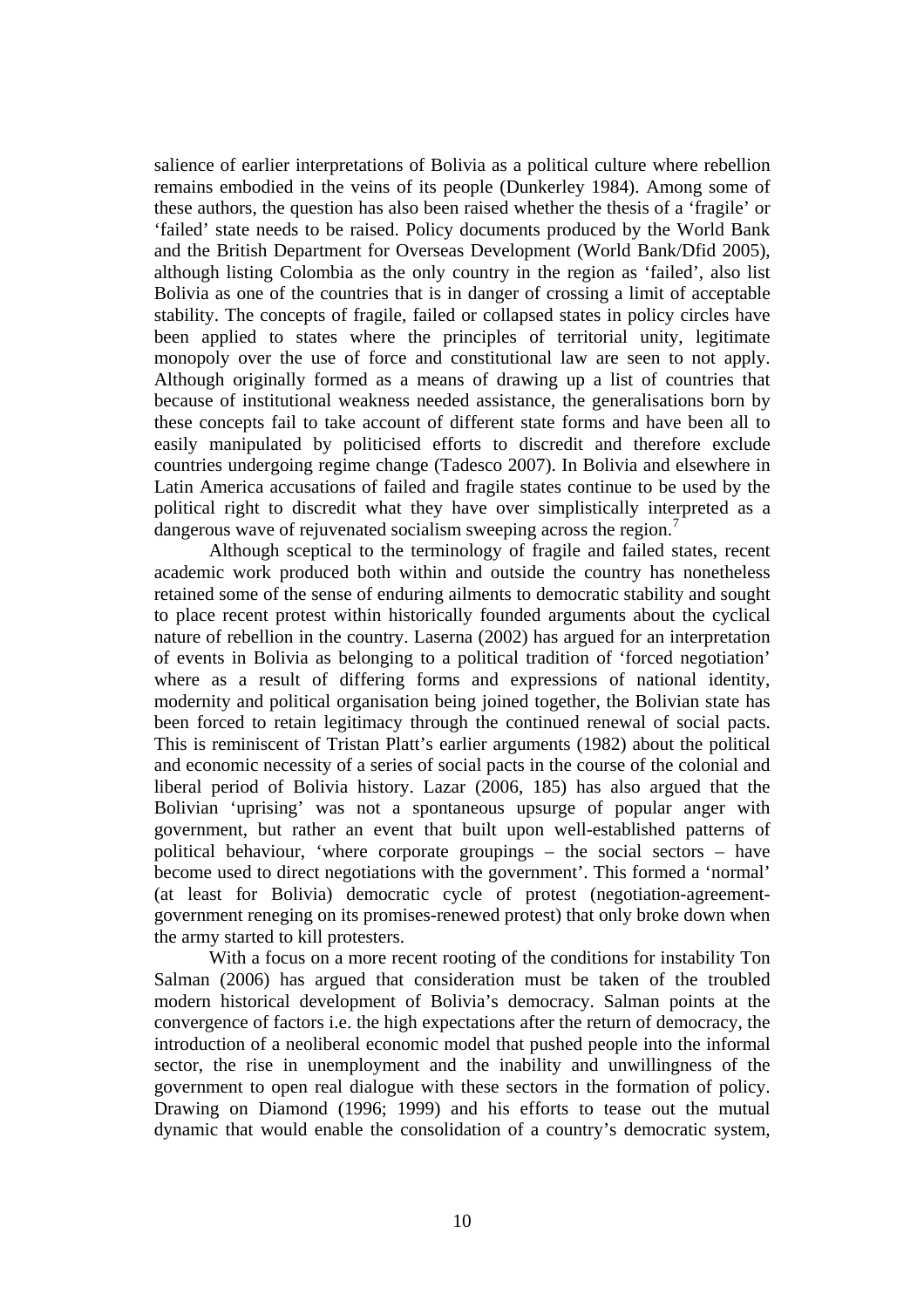salience of earlier interpretations of Bolivia as a political culture where rebellion remains embodied in the veins of its people (Dunkerley 1984). Among some of these authors, the question has also been raised whether the thesis of a 'fragile' or 'failed' state needs to be raised. Policy documents produced by the World Bank and the British Department for Overseas Development (World Bank/Dfid 2005), although listing Colombia as the only country in the region as 'failed', also list Bolivia as one of the countries that is in danger of crossing a limit of acceptable stability. The concepts of fragile, failed or collapsed states in policy circles have been applied to states where the principles of territorial unity, legitimate monopoly over the use of force and constitutional law are seen to not apply. Although originally formed as a means of drawing up a list of countries that because of institutional weakness needed assistance, the generalisations born by these concepts fail to take account of different state forms and have been all to easily manipulated by politicised efforts to discredit and therefore exclude countries undergoing regime change (Tadesco 2007). In Bolivia and elsewhere in Latin America accusations of failed and fragile states continue to be used by the political right to discredit what they have over simplistically interpreted as a dangerous wave of rejuvenated socialism sweeping across the region.[7]

Although sceptical to the terminology of fragile and failed states, recent academic work produced both within and outside the country has nonetheless retained some of the sense of enduring ailments to democratic stability and sought to place recent protest within historically founded arguments about the cyclical nature of rebellion in the country. Laserna (2002) has argued for an interpretation of events in Bolivia as belonging to a political tradition of 'forced negotiation' where as a result of differing forms and expressions of national identity, modernity and political organisation being joined together, the Bolivian state has been forced to retain legitimacy through the continued renewal of social pacts. This is reminiscent of Tristan Platt's earlier arguments (1982) about the political and economic necessity of a series of social pacts in the course of the colonial and liberal period of Bolivia history. Lazar (2006, 185) has also argued that the Bolivian 'uprising' was not a spontaneous upsurge of popular anger with government, but rather an event that built upon well-established patterns of political behaviour, 'where corporate groupings – the social sectors – have become used to direct negotiations with the government'. This formed a 'normal' (at least for Bolivia) democratic cycle of protest (negotiation-agreement-government reneging on its promises-renewed protest) that only broke down when the army started to kill protesters.

With a focus on a more recent rooting of the conditions for instability Ton Salman (2006) has argued that consideration must be taken of the troubled modern historical development of Bolivia's democracy. Salman points at the convergence of factors i.e. the high expectations after the return of democracy, the introduction of a neoliberal economic model that pushed people into the informal sector, the rise in unemployment and the inability and unwillingness of the government to open real dialogue with these sectors in the formation of policy. Drawing on Diamond (1996; 1999) and his efforts to tease out the mutual dynamic that would enable the consolidation of a country's democratic system,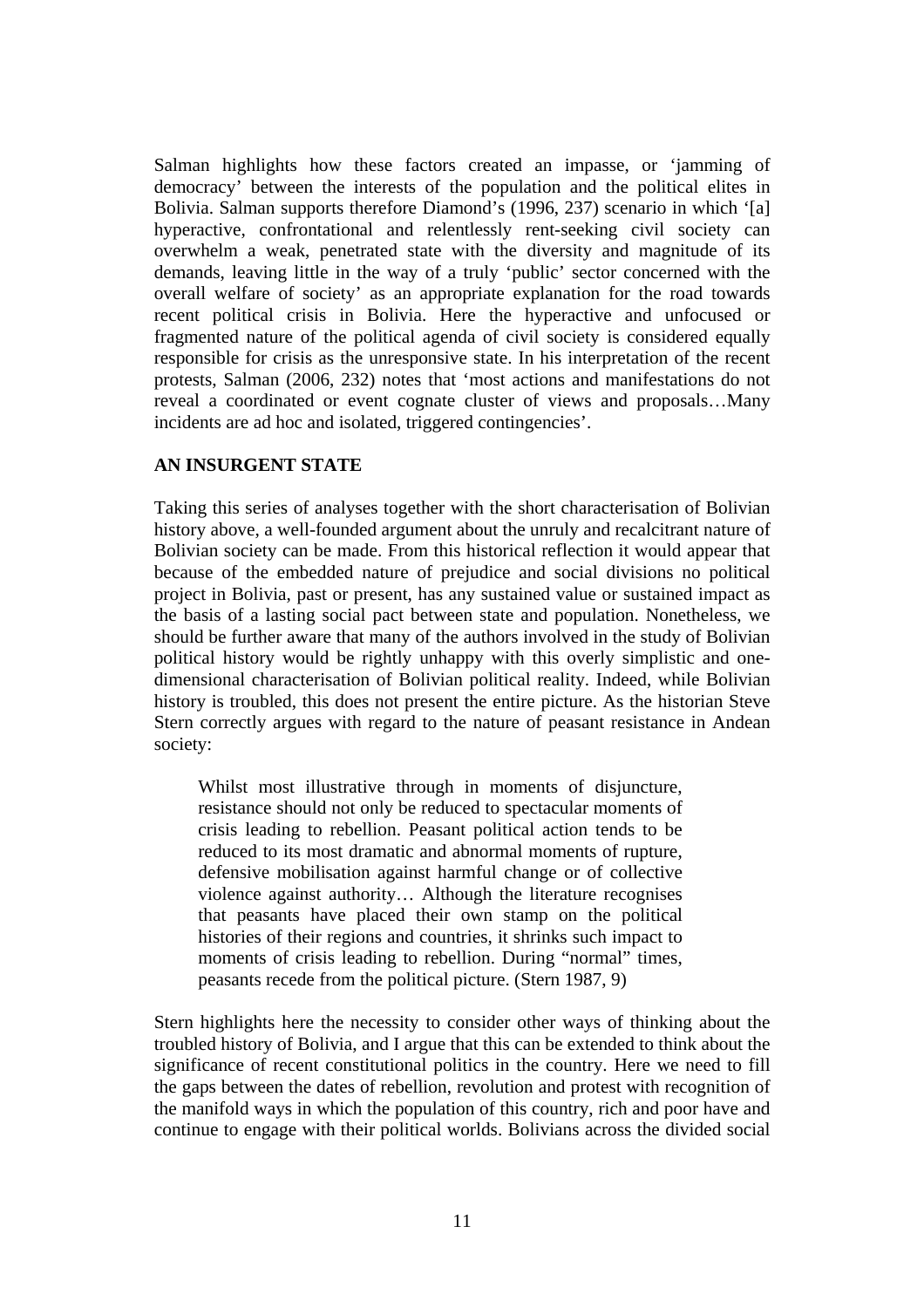Salman highlights how these factors created an impasse, or 'jamming of democracy' between the interests of the population and the political elites in Bolivia. Salman supports therefore Diamond's (1996, 237) scenario in which '[a] hyperactive, confrontational and relentlessly rent-seeking civil society can overwhelm a weak, penetrated state with the diversity and magnitude of its demands, leaving little in the way of a truly 'public' sector concerned with the overall welfare of society' as an appropriate explanation for the road towards recent political crisis in Bolivia. Here the hyperactive and unfocused or fragmented nature of the political agenda of civil society is considered equally responsible for crisis as the unresponsive state. In his interpretation of the recent protests, Salman (2006, 232) notes that 'most actions and manifestations do not reveal a coordinated or event cognate cluster of views and proposals…Many incidents are ad hoc and isolated, triggered contingencies'.

## AN INSURGENT STATE

Taking this series of analyses together with the short characterisation of Bolivian history above, a well-founded argument about the unruly and recalcitrant nature of Bolivian society can be made. From this historical reflection it would appear that because of the embedded nature of prejudice and social divisions no political project in Bolivia, past or present, has any sustained value or sustained impact as the basis of a lasting social pact between state and population. Nonetheless, we should be further aware that many of the authors involved in the study of Bolivian political history would be rightly unhappy with this overly simplistic and one-dimensional characterisation of Bolivian political reality. Indeed, while Bolivian history is troubled, this does not present the entire picture. As the historian Steve Stern correctly argues with regard to the nature of peasant resistance in Andean society:

> Whilst most illustrative through in moments of disjuncture, resistance should not only be reduced to spectacular moments of crisis leading to rebellion. Peasant political action tends to be reduced to its most dramatic and abnormal moments of rupture, defensive mobilisation against harmful change or of collective violence against authority… Although the literature recognises that peasants have placed their own stamp on the political histories of their regions and countries, it shrinks such impact to moments of crisis leading to rebellion. During "normal" times, peasants recede from the political picture. (Stern 1987, 9)

Stern highlights here the necessity to consider other ways of thinking about the troubled history of Bolivia, and I argue that this can be extended to think about the significance of recent constitutional politics in the country. Here we need to fill the gaps between the dates of rebellion, revolution and protest with recognition of the manifold ways in which the population of this country, rich and poor have and continue to engage with their political worlds. Bolivians across the divided social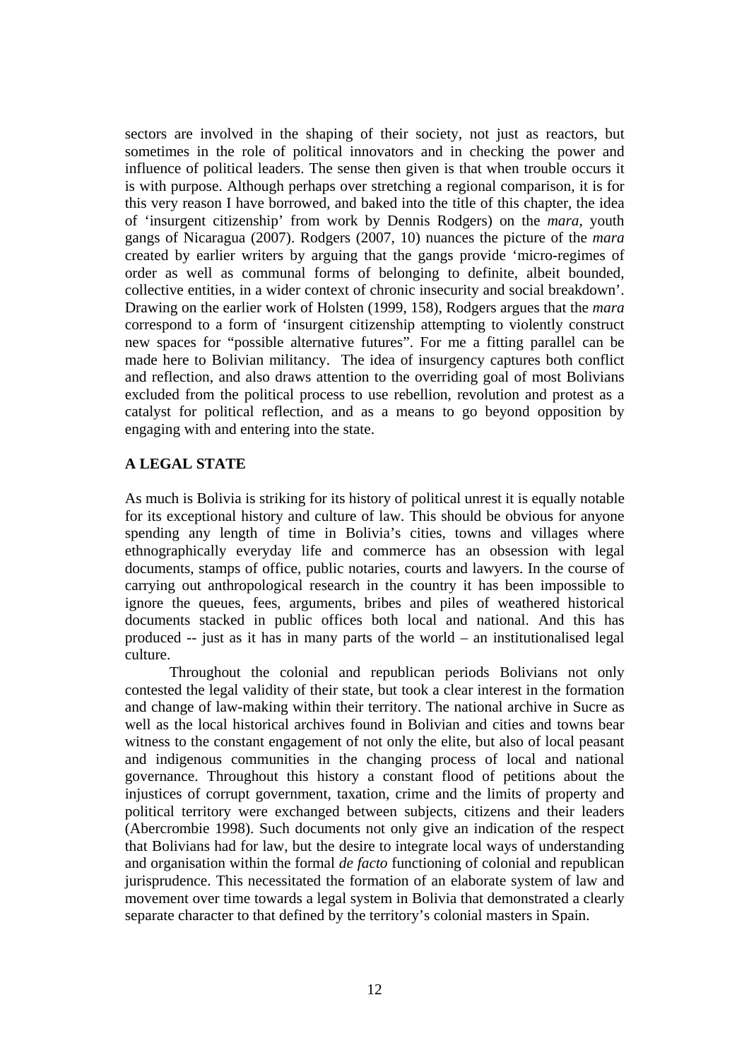sectors are involved in the shaping of their society, not just as reactors, but sometimes in the role of political innovators and in checking the power and influence of political leaders. The sense then given is that when trouble occurs it is with purpose. Although perhaps over stretching a regional comparison, it is for this very reason I have borrowed, and baked into the title of this chapter, the idea of 'insurgent citizenship' from work by Dennis Rodgers) on the *mara*, youth gangs of Nicaragua (2007). Rodgers (2007, 10) nuances the picture of the *mara* created by earlier writers by arguing that the gangs provide 'micro-regimes of order as well as communal forms of belonging to definite, albeit bounded, collective entities, in a wider context of chronic insecurity and social breakdown'. Drawing on the earlier work of Holsten (1999, 158), Rodgers argues that the *mara* correspond to a form of 'insurgent citizenship attempting to violently construct new spaces for "possible alternative futures". For me a fitting parallel can be made here to Bolivian militancy. The idea of insurgency captures both conflict and reflection, and also draws attention to the overriding goal of most Bolivians excluded from the political process to use rebellion, revolution and protest as a catalyst for political reflection, and as a means to go beyond opposition by engaging with and entering into the state.

## A LEGAL STATE

As much is Bolivia is striking for its history of political unrest it is equally notable for its exceptional history and culture of law. This should be obvious for anyone spending any length of time in Bolivia's cities, towns and villages where ethnographically everyday life and commerce has an obsession with legal documents, stamps of office, public notaries, courts and lawyers. In the course of carrying out anthropological research in the country it has been impossible to ignore the queues, fees, arguments, bribes and piles of weathered historical documents stacked in public offices both local and national. And this has produced -- just as it has in many parts of the world – an institutionalised legal culture.

Throughout the colonial and republican periods Bolivians not only contested the legal validity of their state, but took a clear interest in the formation and change of law-making within their territory. The national archive in Sucre as well as the local historical archives found in Bolivian and cities and towns bear witness to the constant engagement of not only the elite, but also of local peasant and indigenous communities in the changing process of local and national governance. Throughout this history a constant flood of petitions about the injustices of corrupt government, taxation, crime and the limits of property and political territory were exchanged between subjects, citizens and their leaders (Abercrombie 1998). Such documents not only give an indication of the respect that Bolivians had for law, but the desire to integrate local ways of understanding and organisation within the formal *de facto* functioning of colonial and republican jurisprudence. This necessitated the formation of an elaborate system of law and movement over time towards a legal system in Bolivia that demonstrated a clearly separate character to that defined by the territory's colonial masters in Spain.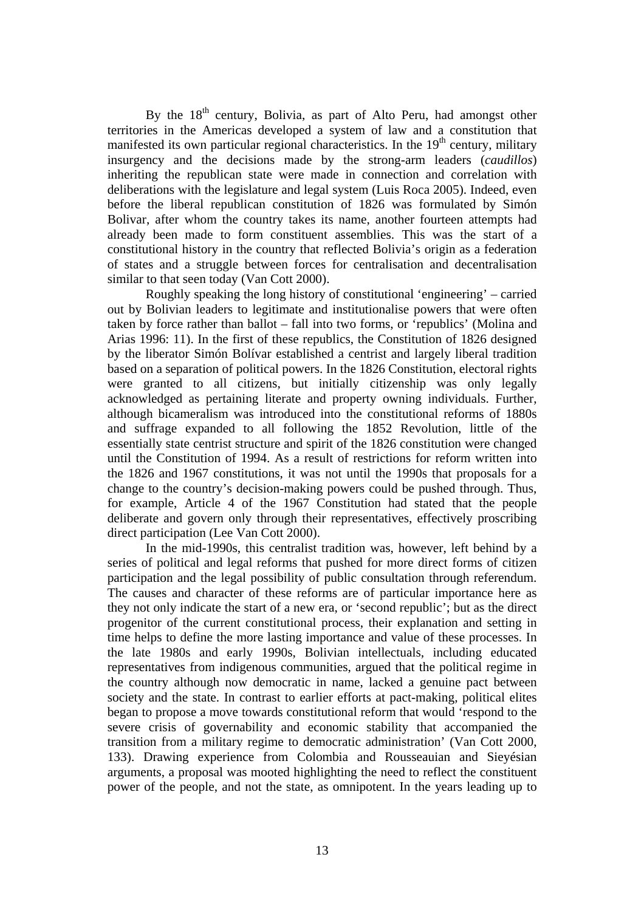By the 18th century, Bolivia, as part of Alto Peru, had amongst other territories in the Americas developed a system of law and a constitution that manifested its own particular regional characteristics. In the 19th century, military insurgency and the decisions made by the strong-arm leaders (*caudillos*) inheriting the republican state were made in connection and correlation with deliberations with the legislature and legal system (Luis Roca 2005). Indeed, even before the liberal republican constitution of 1826 was formulated by Simón Bolivar, after whom the country takes its name, another fourteen attempts had already been made to form constituent assemblies. This was the start of a constitutional history in the country that reflected Bolivia's origin as a federation of states and a struggle between forces for centralisation and decentralisation similar to that seen today (Van Cott 2000).

Roughly speaking the long history of constitutional 'engineering' – carried out by Bolivian leaders to legitimate and institutionalise powers that were often taken by force rather than ballot – fall into two forms, or 'republics' (Molina and Arias 1996: 11). In the first of these republics, the Constitution of 1826 designed by the liberator Simón Bolívar established a centrist and largely liberal tradition based on a separation of political powers. In the 1826 Constitution, electoral rights were granted to all citizens, but initially citizenship was only legally acknowledged as pertaining literate and property owning individuals. Further, although bicameralism was introduced into the constitutional reforms of 1880s and suffrage expanded to all following the 1852 Revolution, little of the essentially state centrist structure and spirit of the 1826 constitution were changed until the Constitution of 1994. As a result of restrictions for reform written into the 1826 and 1967 constitutions, it was not until the 1990s that proposals for a change to the country's decision-making powers could be pushed through. Thus, for example, Article 4 of the 1967 Constitution had stated that the people deliberate and govern only through their representatives, effectively proscribing direct participation (Lee Van Cott 2000).

In the mid-1990s, this centralist tradition was, however, left behind by a series of political and legal reforms that pushed for more direct forms of citizen participation and the legal possibility of public consultation through referendum. The causes and character of these reforms are of particular importance here as they not only indicate the start of a new era, or 'second republic'; but as the direct progenitor of the current constitutional process, their explanation and setting in time helps to define the more lasting importance and value of these processes. In the late 1980s and early 1990s, Bolivian intellectuals, including educated representatives from indigenous communities, argued that the political regime in the country although now democratic in name, lacked a genuine pact between society and the state. In contrast to earlier efforts at pact-making, political elites began to propose a move towards constitutional reform that would 'respond to the severe crisis of governability and economic stability that accompanied the transition from a military regime to democratic administration' (Van Cott 2000, 133). Drawing experience from Colombia and Rousseauian and Sieyésian arguments, a proposal was mooted highlighting the need to reflect the constituent power of the people, and not the state, as omnipotent. In the years leading up to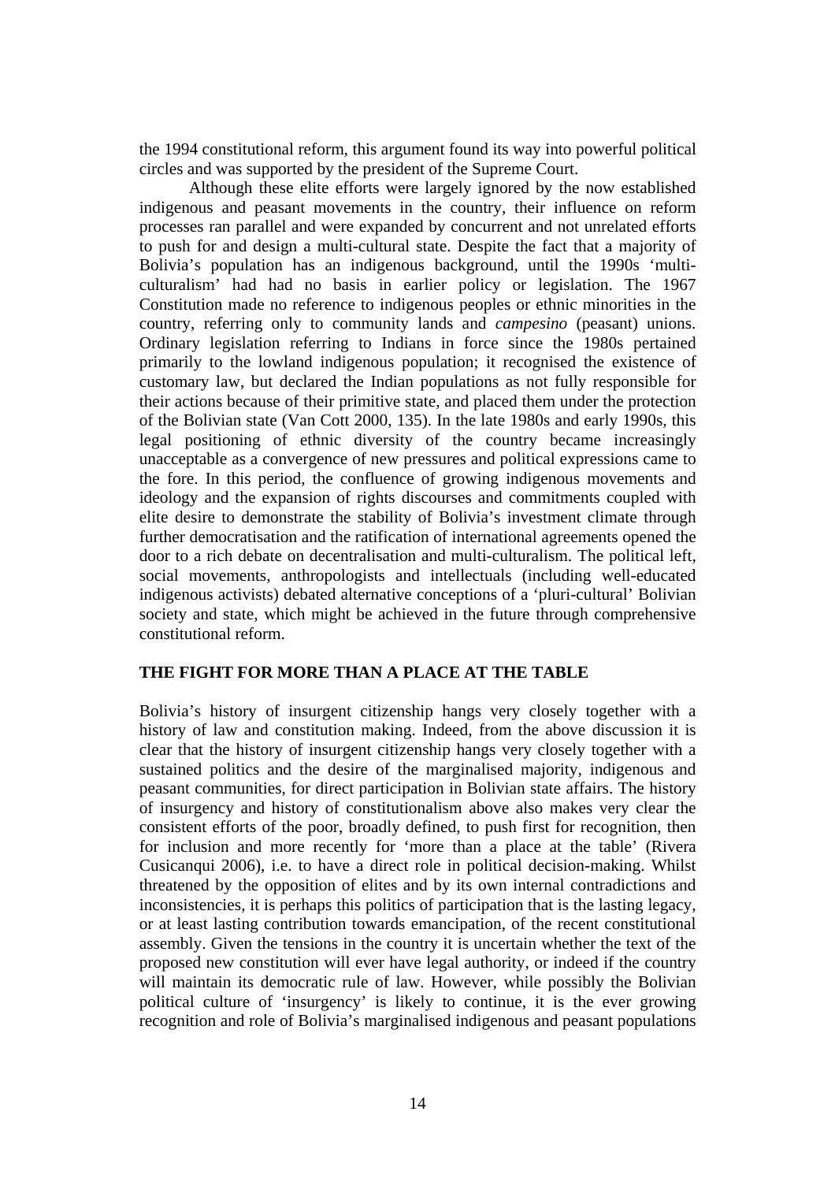the 1994 constitutional reform, this argument found its way into powerful political circles and was supported by the president of the Supreme Court.

Although these elite efforts were largely ignored by the now established indigenous and peasant movements in the country, their influence on reform processes ran parallel and were expanded by concurrent and not unrelated efforts to push for and design a multi-cultural state. Despite the fact that a majority of Bolivia's population has an indigenous background, until the 1990s 'multi-culturalism' had had no basis in earlier policy or legislation. The 1967 Constitution made no reference to indigenous peoples or ethnic minorities in the country, referring only to community lands and *campesino* (peasant) unions. Ordinary legislation referring to Indians in force since the 1980s pertained primarily to the lowland indigenous population; it recognised the existence of customary law, but declared the Indian populations as not fully responsible for their actions because of their primitive state, and placed them under the protection of the Bolivian state (Van Cott 2000, 135). In the late 1980s and early 1990s, this legal positioning of ethnic diversity of the country became increasingly unacceptable as a convergence of new pressures and political expressions came to the fore. In this period, the confluence of growing indigenous movements and ideology and the expansion of rights discourses and commitments coupled with elite desire to demonstrate the stability of Bolivia's investment climate through further democratisation and the ratification of international agreements opened the door to a rich debate on decentralisation and multi-culturalism. The political left, social movements, anthropologists and intellectuals (including well-educated indigenous activists) debated alternative conceptions of a 'pluri-cultural' Bolivian society and state, which might be achieved in the future through comprehensive constitutional reform.

## THE FIGHT FOR MORE THAN A PLACE AT THE TABLE

Bolivia's history of insurgent citizenship hangs very closely together with a history of law and constitution making. Indeed, from the above discussion it is clear that the history of insurgent citizenship hangs very closely together with a sustained politics and the desire of the marginalised majority, indigenous and peasant communities, for direct participation in Bolivian state affairs. The history of insurgency and history of constitutionalism above also makes very clear the consistent efforts of the poor, broadly defined, to push first for recognition, then for inclusion and more recently for 'more than a place at the table' (Rivera Cusicanqui 2006), i.e. to have a direct role in political decision-making. Whilst threatened by the opposition of elites and by its own internal contradictions and inconsistencies, it is perhaps this politics of participation that is the lasting legacy, or at least lasting contribution towards emancipation, of the recent constitutional assembly. Given the tensions in the country it is uncertain whether the text of the proposed new constitution will ever have legal authority, or indeed if the country will maintain its democratic rule of law. However, while possibly the Bolivian political culture of 'insurgency' is likely to continue, it is the ever growing recognition and role of Bolivia's marginalised indigenous and peasant populations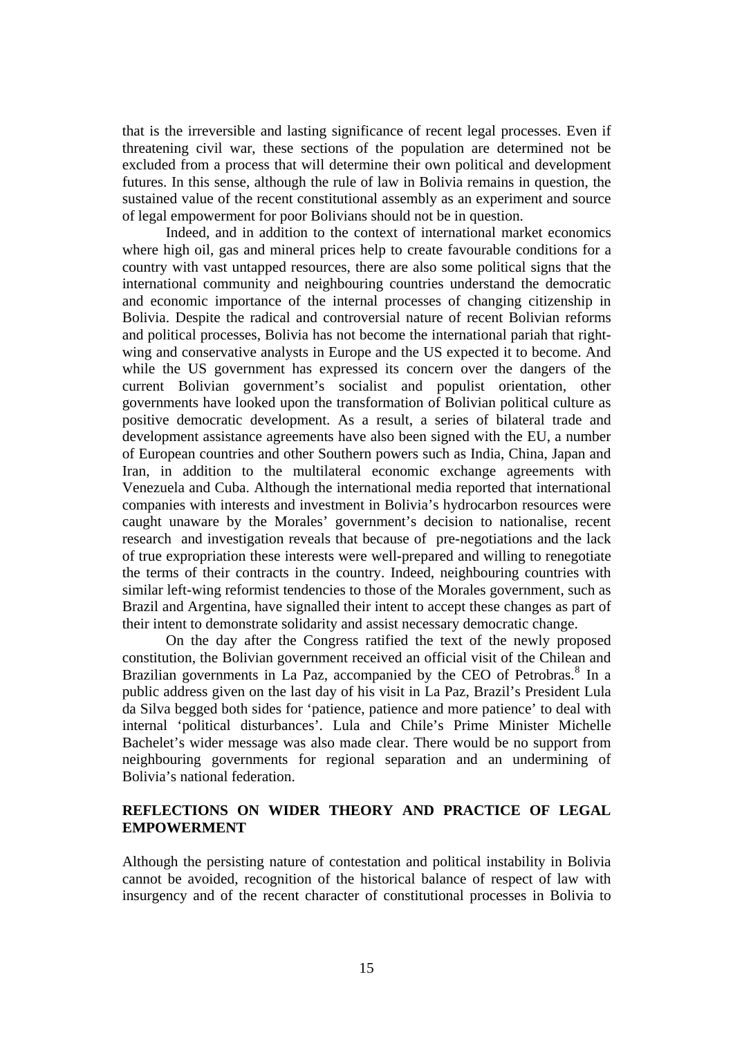that is the irreversible and lasting significance of recent legal processes. Even if threatening civil war, these sections of the population are determined not be excluded from a process that will determine their own political and development futures. In this sense, although the rule of law in Bolivia remains in question, the sustained value of the recent constitutional assembly as an experiment and source of legal empowerment for poor Bolivians should not be in question.

Indeed, and in addition to the context of international market economics where high oil, gas and mineral prices help to create favourable conditions for a country with vast untapped resources, there are also some political signs that the international community and neighbouring countries understand the democratic and economic importance of the internal processes of changing citizenship in Bolivia. Despite the radical and controversial nature of recent Bolivian reforms and political processes, Bolivia has not become the international pariah that right-wing and conservative analysts in Europe and the US expected it to become. And while the US government has expressed its concern over the dangers of the current Bolivian government's socialist and populist orientation, other governments have looked upon the transformation of Bolivian political culture as positive democratic development. As a result, a series of bilateral trade and development assistance agreements have also been signed with the EU, a number of European countries and other Southern powers such as India, China, Japan and Iran, in addition to the multilateral economic exchange agreements with Venezuela and Cuba. Although the international media reported that international companies with interests and investment in Bolivia's hydrocarbon resources were caught unaware by the Morales' government's decision to nationalise, recent research and investigation reveals that because of pre-negotiations and the lack of true expropriation these interests were well-prepared and willing to renegotiate the terms of their contracts in the country. Indeed, neighbouring countries with similar left-wing reformist tendencies to those of the Morales government, such as Brazil and Argentina, have signalled their intent to accept these changes as part of their intent to demonstrate solidarity and assist necessary democratic change.

On the day after the Congress ratified the text of the newly proposed constitution, the Bolivian government received an official visit of the Chilean and Brazilian governments in La Paz, accompanied by the CEO of Petrobras.[8] In a public address given on the last day of his visit in La Paz, Brazil's President Lula da Silva begged both sides for 'patience, patience and more patience' to deal with internal 'political disturbances'. Lula and Chile's Prime Minister Michelle Bachelet's wider message was also made clear. There would be no support from neighbouring governments for regional separation and an undermining of Bolivia's national federation.

## REFLECTIONS ON WIDER THEORY AND PRACTICE OF LEGAL EMPOWERMENT

Although the persisting nature of contestation and political instability in Bolivia cannot be avoided, recognition of the historical balance of respect of law with insurgency and of the recent character of constitutional processes in Bolivia to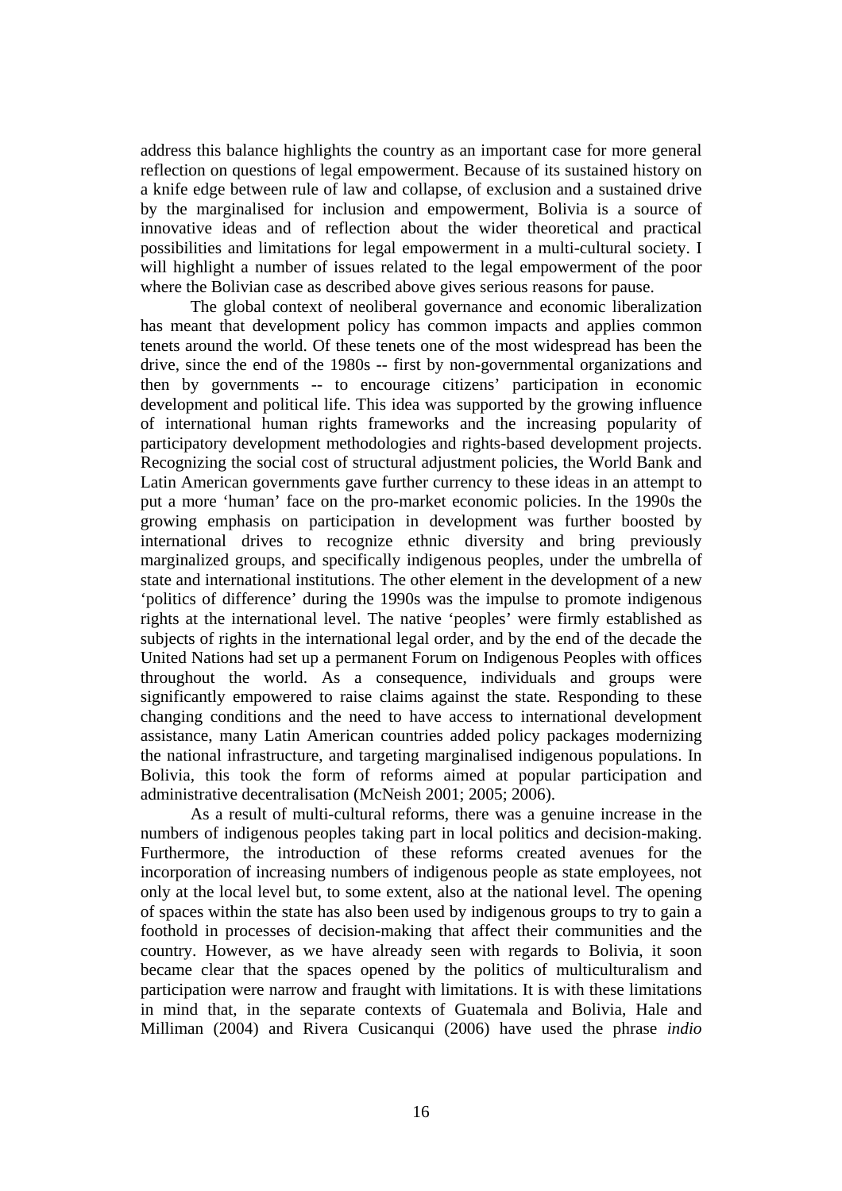address this balance highlights the country as an important case for more general reflection on questions of legal empowerment. Because of its sustained history on a knife edge between rule of law and collapse, of exclusion and a sustained drive by the marginalised for inclusion and empowerment, Bolivia is a source of innovative ideas and of reflection about the wider theoretical and practical possibilities and limitations for legal empowerment in a multi-cultural society. I will highlight a number of issues related to the legal empowerment of the poor where the Bolivian case as described above gives serious reasons for pause.

The global context of neoliberal governance and economic liberalization has meant that development policy has common impacts and applies common tenets around the world. Of these tenets one of the most widespread has been the drive, since the end of the 1980s -- first by non-governmental organizations and then by governments -- to encourage citizens' participation in economic development and political life. This idea was supported by the growing influence of international human rights frameworks and the increasing popularity of participatory development methodologies and rights-based development projects. Recognizing the social cost of structural adjustment policies, the World Bank and Latin American governments gave further currency to these ideas in an attempt to put a more 'human' face on the pro-market economic policies. In the 1990s the growing emphasis on participation in development was further boosted by international drives to recognize ethnic diversity and bring previously marginalized groups, and specifically indigenous peoples, under the umbrella of state and international institutions. The other element in the development of a new 'politics of difference' during the 1990s was the impulse to promote indigenous rights at the international level. The native 'peoples' were firmly established as subjects of rights in the international legal order, and by the end of the decade the United Nations had set up a permanent Forum on Indigenous Peoples with offices throughout the world. As a consequence, individuals and groups were significantly empowered to raise claims against the state. Responding to these changing conditions and the need to have access to international development assistance, many Latin American countries added policy packages modernizing the national infrastructure, and targeting marginalised indigenous populations. In Bolivia, this took the form of reforms aimed at popular participation and administrative decentralisation (McNeish 2001; 2005; 2006).

As a result of multi-cultural reforms, there was a genuine increase in the numbers of indigenous peoples taking part in local politics and decision-making. Furthermore, the introduction of these reforms created avenues for the incorporation of increasing numbers of indigenous people as state employees, not only at the local level but, to some extent, also at the national level. The opening of spaces within the state has also been used by indigenous groups to try to gain a foothold in processes of decision-making that affect their communities and the country. However, as we have already seen with regards to Bolivia, it soon became clear that the spaces opened by the politics of multiculturalism and participation were narrow and fraught with limitations. It is with these limitations in mind that, in the separate contexts of Guatemala and Bolivia, Hale and Milliman (2004) and Rivera Cusicanqui (2006) have used the phrase *indio*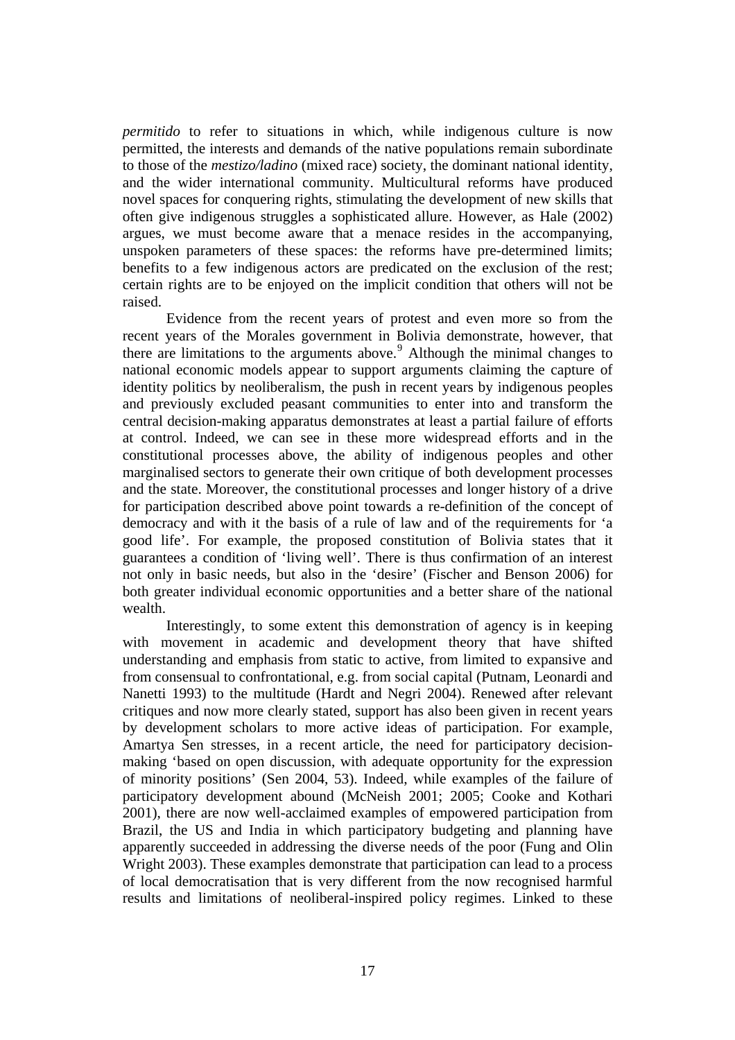*permitido* to refer to situations in which, while indigenous culture is now permitted, the interests and demands of the native populations remain subordinate to those of the *mestizo/ladino* (mixed race) society, the dominant national identity, and the wider international community. Multicultural reforms have produced novel spaces for conquering rights, stimulating the development of new skills that often give indigenous struggles a sophisticated allure. However, as Hale (2002) argues, we must become aware that a menace resides in the accompanying, unspoken parameters of these spaces: the reforms have pre-determined limits; benefits to a few indigenous actors are predicated on the exclusion of the rest; certain rights are to be enjoyed on the implicit condition that others will not be raised.

Evidence from the recent years of protest and even more so from the recent years of the Morales government in Bolivia demonstrate, however, that there are limitations to the arguments above.[9] Although the minimal changes to national economic models appear to support arguments claiming the capture of identity politics by neoliberalism, the push in recent years by indigenous peoples and previously excluded peasant communities to enter into and transform the central decision-making apparatus demonstrates at least a partial failure of efforts at control. Indeed, we can see in these more widespread efforts and in the constitutional processes above, the ability of indigenous peoples and other marginalised sectors to generate their own critique of both development processes and the state. Moreover, the constitutional processes and longer history of a drive for participation described above point towards a re-definition of the concept of democracy and with it the basis of a rule of law and of the requirements for 'a good life'. For example, the proposed constitution of Bolivia states that it guarantees a condition of 'living well'. There is thus confirmation of an interest not only in basic needs, but also in the 'desire' (Fischer and Benson 2006) for both greater individual economic opportunities and a better share of the national wealth.

Interestingly, to some extent this demonstration of agency is in keeping with movement in academic and development theory that have shifted understanding and emphasis from static to active, from limited to expansive and from consensual to confrontational, e.g. from social capital (Putnam, Leonardi and Nanetti 1993) to the multitude (Hardt and Negri 2004). Renewed after relevant critiques and now more clearly stated, support has also been given in recent years by development scholars to more active ideas of participation. For example, Amartya Sen stresses, in a recent article, the need for participatory decision-making 'based on open discussion, with adequate opportunity for the expression of minority positions' (Sen 2004, 53). Indeed, while examples of the failure of participatory development abound (McNeish 2001; 2005; Cooke and Kothari 2001), there are now well-acclaimed examples of empowered participation from Brazil, the US and India in which participatory budgeting and planning have apparently succeeded in addressing the diverse needs of the poor (Fung and Olin Wright 2003). These examples demonstrate that participation can lead to a process of local democratisation that is very different from the now recognised harmful results and limitations of neoliberal-inspired policy regimes. Linked to these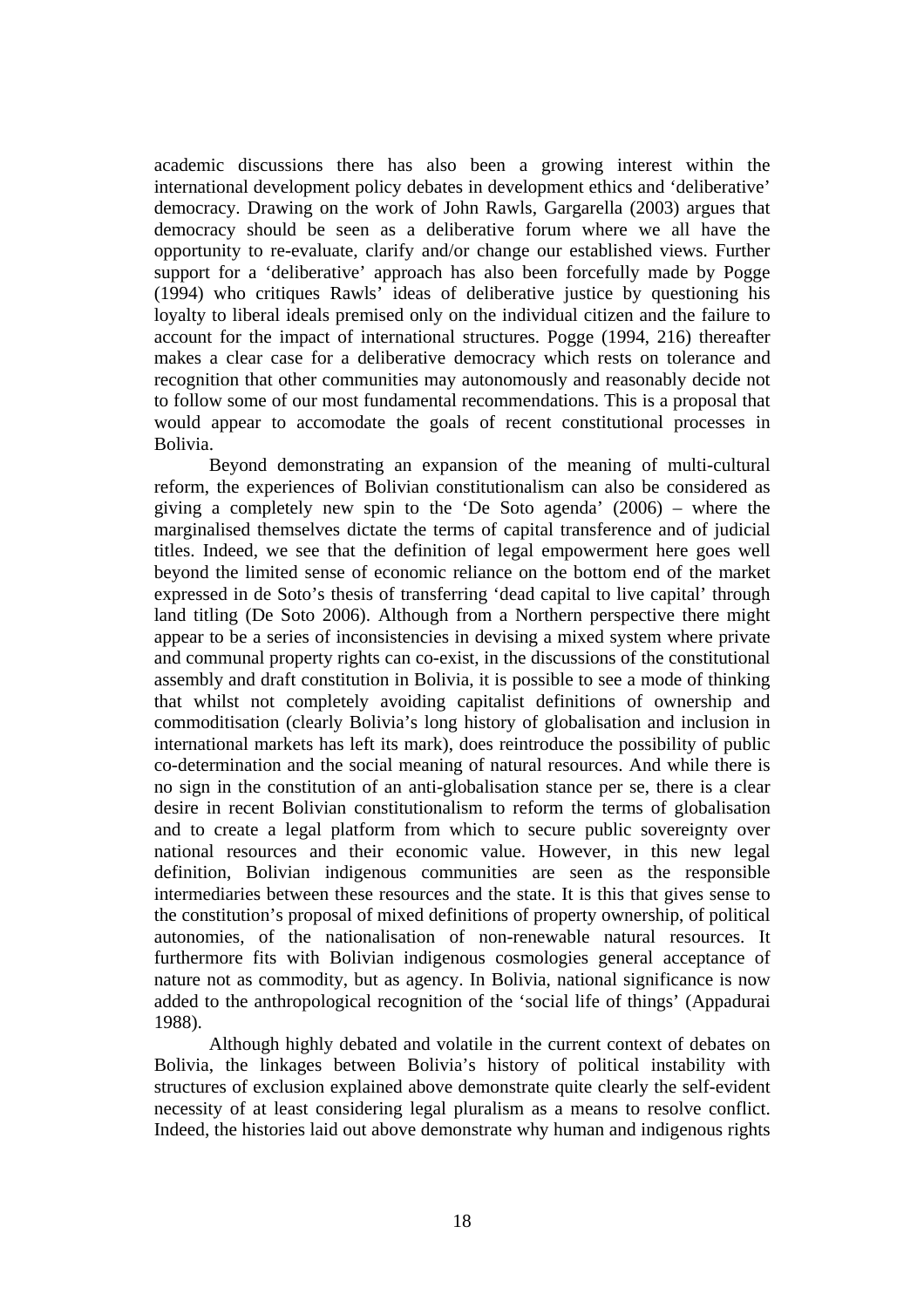academic discussions there has also been a growing interest within the international development policy debates in development ethics and 'deliberative' democracy. Drawing on the work of John Rawls, Gargarella (2003) argues that democracy should be seen as a deliberative forum where we all have the opportunity to re-evaluate, clarify and/or change our established views. Further support for a 'deliberative' approach has also been forcefully made by Pogge (1994) who critiques Rawls' ideas of deliberative justice by questioning his loyalty to liberal ideals premised only on the individual citizen and the failure to account for the impact of international structures. Pogge (1994, 216) thereafter makes a clear case for a deliberative democracy which rests on tolerance and recognition that other communities may autonomously and reasonably decide not to follow some of our most fundamental recommendations. This is a proposal that would appear to accomodate the goals of recent constitutional processes in Bolivia.

Beyond demonstrating an expansion of the meaning of multi-cultural reform, the experiences of Bolivian constitutionalism can also be considered as giving a completely new spin to the 'De Soto agenda' (2006) – where the marginalised themselves dictate the terms of capital transference and of judicial titles. Indeed, we see that the definition of legal empowerment here goes well beyond the limited sense of economic reliance on the bottom end of the market expressed in de Soto's thesis of transferring 'dead capital to live capital' through land titling (De Soto 2006). Although from a Northern perspective there might appear to be a series of inconsistencies in devising a mixed system where private and communal property rights can co-exist, in the discussions of the constitutional assembly and draft constitution in Bolivia, it is possible to see a mode of thinking that whilst not completely avoiding capitalist definitions of ownership and commoditisation (clearly Bolivia's long history of globalisation and inclusion in international markets has left its mark), does reintroduce the possibility of public co-determination and the social meaning of natural resources. And while there is no sign in the constitution of an anti-globalisation stance per se, there is a clear desire in recent Bolivian constitutionalism to reform the terms of globalisation and to create a legal platform from which to secure public sovereignty over national resources and their economic value. However, in this new legal definition, Bolivian indigenous communities are seen as the responsible intermediaries between these resources and the state. It is this that gives sense to the constitution's proposal of mixed definitions of property ownership, of political autonomies, of the nationalisation of non-renewable natural resources. It furthermore fits with Bolivian indigenous cosmologies general acceptance of nature not as commodity, but as agency. In Bolivia, national significance is now added to the anthropological recognition of the 'social life of things' (Appadurai 1988).

Although highly debated and volatile in the current context of debates on Bolivia, the linkages between Bolivia's history of political instability with structures of exclusion explained above demonstrate quite clearly the self-evident necessity of at least considering legal pluralism as a means to resolve conflict. Indeed, the histories laid out above demonstrate why human and indigenous rights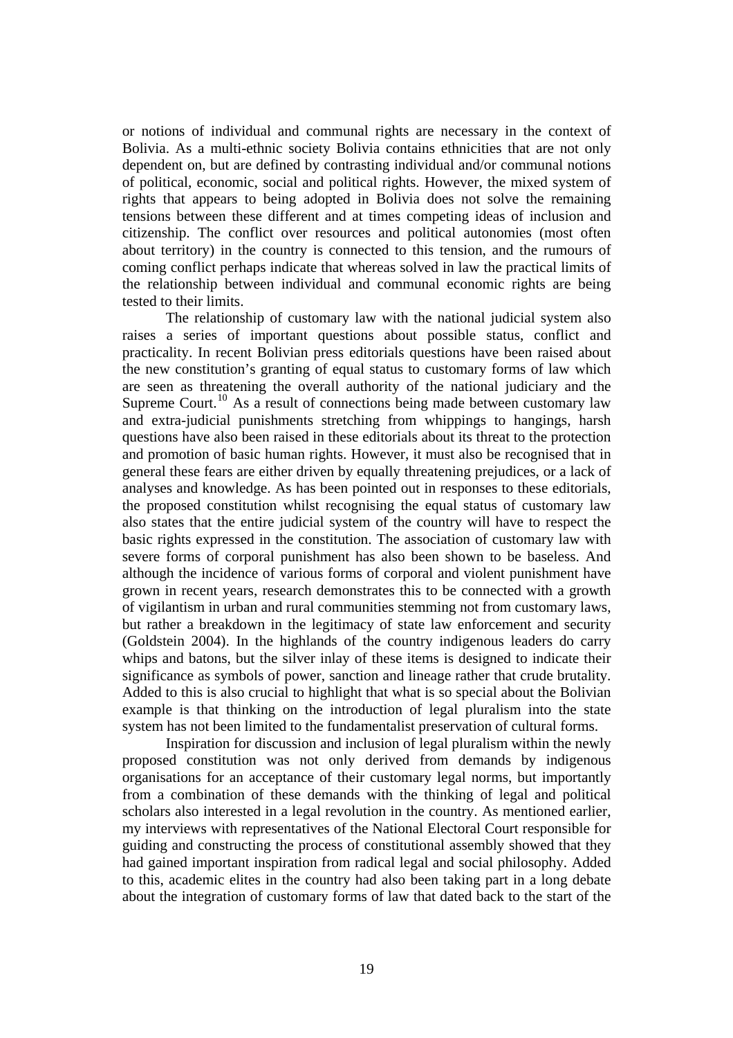or notions of individual and communal rights are necessary in the context of Bolivia. As a multi-ethnic society Bolivia contains ethnicities that are not only dependent on, but are defined by contrasting individual and/or communal notions of political, economic, social and political rights. However, the mixed system of rights that appears to being adopted in Bolivia does not solve the remaining tensions between these different and at times competing ideas of inclusion and citizenship. The conflict over resources and political autonomies (most often about territory) in the country is connected to this tension, and the rumours of coming conflict perhaps indicate that whereas solved in law the practical limits of the relationship between individual and communal economic rights are being tested to their limits.

The relationship of customary law with the national judicial system also raises a series of important questions about possible status, conflict and practicality. In recent Bolivian press editorials questions have been raised about the new constitution's granting of equal status to customary forms of law which are seen as threatening the overall authority of the national judiciary and the Supreme Court.[10] As a result of connections being made between customary law and extra-judicial punishments stretching from whippings to hangings, harsh questions have also been raised in these editorials about its threat to the protection and promotion of basic human rights. However, it must also be recognised that in general these fears are either driven by equally threatening prejudices, or a lack of analyses and knowledge. As has been pointed out in responses to these editorials, the proposed constitution whilst recognising the equal status of customary law also states that the entire judicial system of the country will have to respect the basic rights expressed in the constitution. The association of customary law with severe forms of corporal punishment has also been shown to be baseless. And although the incidence of various forms of corporal and violent punishment have grown in recent years, research demonstrates this to be connected with a growth of vigilantism in urban and rural communities stemming not from customary laws, but rather a breakdown in the legitimacy of state law enforcement and security (Goldstein 2004). In the highlands of the country indigenous leaders do carry whips and batons, but the silver inlay of these items is designed to indicate their significance as symbols of power, sanction and lineage rather that crude brutality. Added to this is also crucial to highlight that what is so special about the Bolivian example is that thinking on the introduction of legal pluralism into the state system has not been limited to the fundamentalist preservation of cultural forms.

Inspiration for discussion and inclusion of legal pluralism within the newly proposed constitution was not only derived from demands by indigenous organisations for an acceptance of their customary legal norms, but importantly from a combination of these demands with the thinking of legal and political scholars also interested in a legal revolution in the country. As mentioned earlier, my interviews with representatives of the National Electoral Court responsible for guiding and constructing the process of constitutional assembly showed that they had gained important inspiration from radical legal and social philosophy. Added to this, academic elites in the country had also been taking part in a long debate about the integration of customary forms of law that dated back to the start of the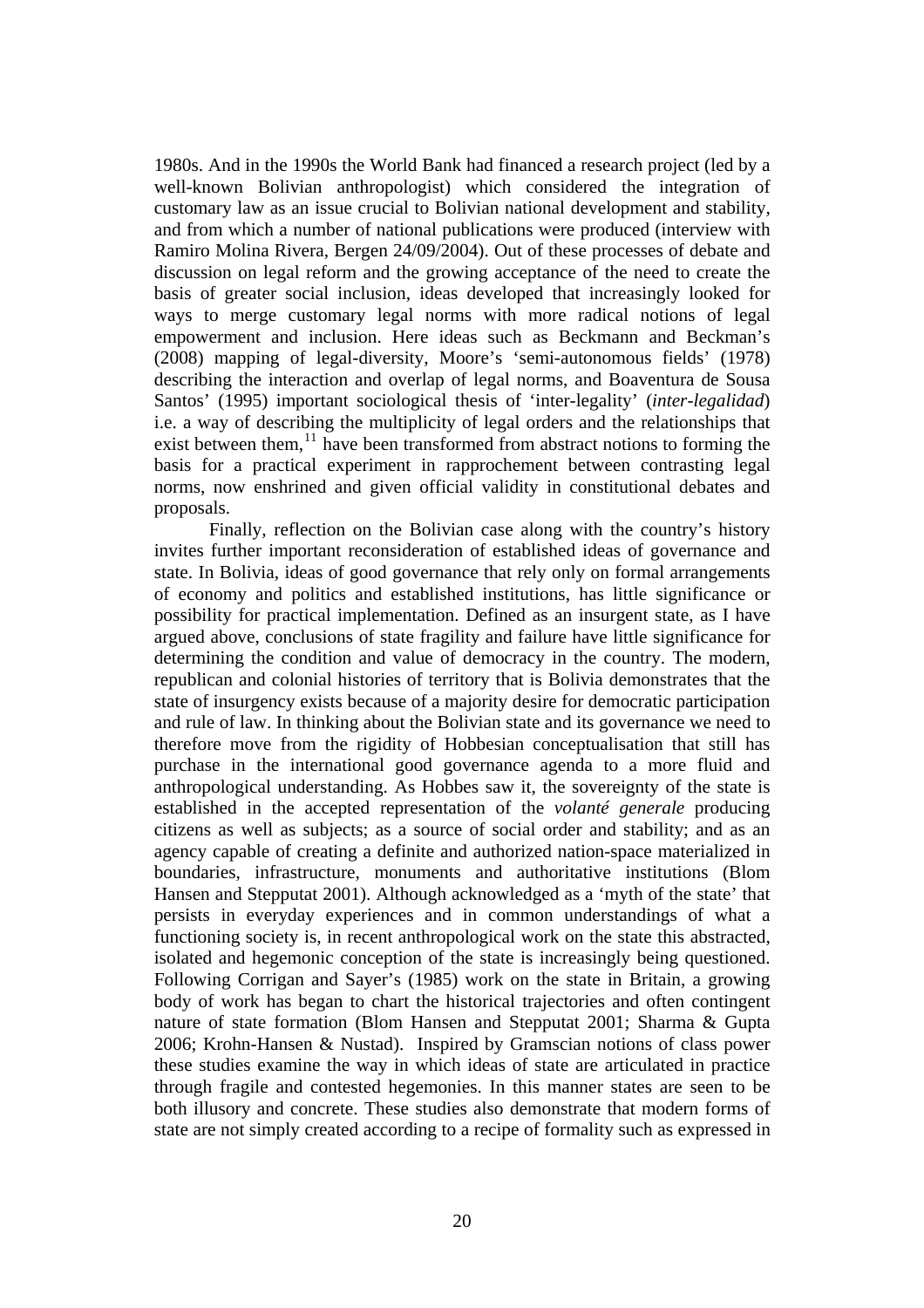1980s. And in the 1990s the World Bank had financed a research project (led by a well-known Bolivian anthropologist) which considered the integration of customary law as an issue crucial to Bolivian national development and stability, and from which a number of national publications were produced (interview with Ramiro Molina Rivera, Bergen 24/09/2004). Out of these processes of debate and discussion on legal reform and the growing acceptance of the need to create the basis of greater social inclusion, ideas developed that increasingly looked for ways to merge customary legal norms with more radical notions of legal empowerment and inclusion. Here ideas such as Beckmann and Beckman's (2008) mapping of legal-diversity, Moore's 'semi-autonomous fields' (1978) describing the interaction and overlap of legal norms, and Boaventura de Sousa Santos' (1995) important sociological thesis of 'inter-legality' (*inter-legalidad*) i.e. a way of describing the multiplicity of legal orders and the relationships that exist between them,[11] have been transformed from abstract notions to forming the basis for a practical experiment in rapprochement between contrasting legal norms, now enshrined and given official validity in constitutional debates and proposals.

Finally, reflection on the Bolivian case along with the country's history invites further important reconsideration of established ideas of governance and state. In Bolivia, ideas of good governance that rely only on formal arrangements of economy and politics and established institutions, has little significance or possibility for practical implementation. Defined as an insurgent state, as I have argued above, conclusions of state fragility and failure have little significance for determining the condition and value of democracy in the country. The modern, republican and colonial histories of territory that is Bolivia demonstrates that the state of insurgency exists because of a majority desire for democratic participation and rule of law. In thinking about the Bolivian state and its governance we need to therefore move from the rigidity of Hobbesian conceptualisation that still has purchase in the international good governance agenda to a more fluid and anthropological understanding. As Hobbes saw it, the sovereignty of the state is established in the accepted representation of the *volanté generale* producing citizens as well as subjects; as a source of social order and stability; and as an agency capable of creating a definite and authorized nation-space materialized in boundaries, infrastructure, monuments and authoritative institutions (Blom Hansen and Stepputat 2001). Although acknowledged as a 'myth of the state' that persists in everyday experiences and in common understandings of what a functioning society is, in recent anthropological work on the state this abstracted, isolated and hegemonic conception of the state is increasingly being questioned. Following Corrigan and Sayer's (1985) work on the state in Britain, a growing body of work has began to chart the historical trajectories and often contingent nature of state formation (Blom Hansen and Stepputat 2001; Sharma & Gupta 2006; Krohn-Hansen & Nustad). Inspired by Gramscian notions of class power these studies examine the way in which ideas of state are articulated in practice through fragile and contested hegemonies. In this manner states are seen to be both illusory and concrete. These studies also demonstrate that modern forms of state are not simply created according to a recipe of formality such as expressed in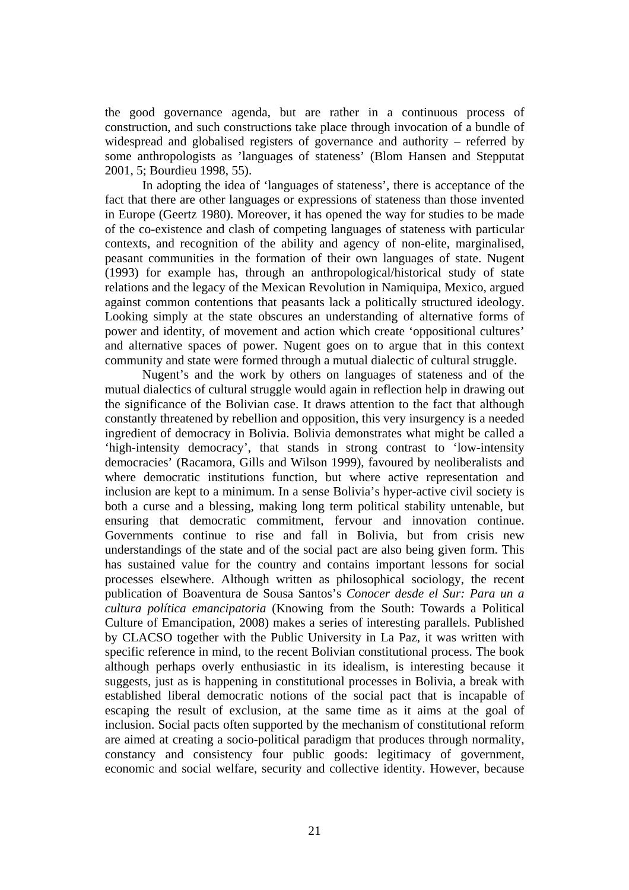the good governance agenda, but are rather in a continuous process of construction, and such constructions take place through invocation of a bundle of widespread and globalised registers of governance and authority – referred by some anthropologists as 'languages of stateness' (Blom Hansen and Stepputat 2001, 5; Bourdieu 1998, 55).

In adopting the idea of 'languages of stateness', there is acceptance of the fact that there are other languages or expressions of stateness than those invented in Europe (Geertz 1980). Moreover, it has opened the way for studies to be made of the co-existence and clash of competing languages of stateness with particular contexts, and recognition of the ability and agency of non-elite, marginalised, peasant communities in the formation of their own languages of state. Nugent (1993) for example has, through an anthropological/historical study of state relations and the legacy of the Mexican Revolution in Namiquipa, Mexico, argued against common contentions that peasants lack a politically structured ideology. Looking simply at the state obscures an understanding of alternative forms of power and identity, of movement and action which create 'oppositional cultures' and alternative spaces of power. Nugent goes on to argue that in this context community and state were formed through a mutual dialectic of cultural struggle.

Nugent's and the work by others on languages of stateness and of the mutual dialectics of cultural struggle would again in reflection help in drawing out the significance of the Bolivian case. It draws attention to the fact that although constantly threatened by rebellion and opposition, this very insurgency is a needed ingredient of democracy in Bolivia. Bolivia demonstrates what might be called a 'high-intensity democracy', that stands in strong contrast to 'low-intensity democracies' (Racamora, Gills and Wilson 1999), favoured by neoliberalists and where democratic institutions function, but where active representation and inclusion are kept to a minimum. In a sense Bolivia's hyper-active civil society is both a curse and a blessing, making long term political stability untenable, but ensuring that democratic commitment, fervour and innovation continue. Governments continue to rise and fall in Bolivia, but from crisis new understandings of the state and of the social pact are also being given form. This has sustained value for the country and contains important lessons for social processes elsewhere. Although written as philosophical sociology, the recent publication of Boaventura de Sousa Santos's *Conocer desde el Sur: Para un a cultura política emancipatoria* (Knowing from the South: Towards a Political Culture of Emancipation, 2008) makes a series of interesting parallels. Published by CLACSO together with the Public University in La Paz, it was written with specific reference in mind, to the recent Bolivian constitutional process. The book although perhaps overly enthusiastic in its idealism, is interesting because it suggests, just as is happening in constitutional processes in Bolivia, a break with established liberal democratic notions of the social pact that is incapable of escaping the result of exclusion, at the same time as it aims at the goal of inclusion. Social pacts often supported by the mechanism of constitutional reform are aimed at creating a socio-political paradigm that produces through normality, constancy and consistency four public goods: legitimacy of government, economic and social welfare, security and collective identity. However, because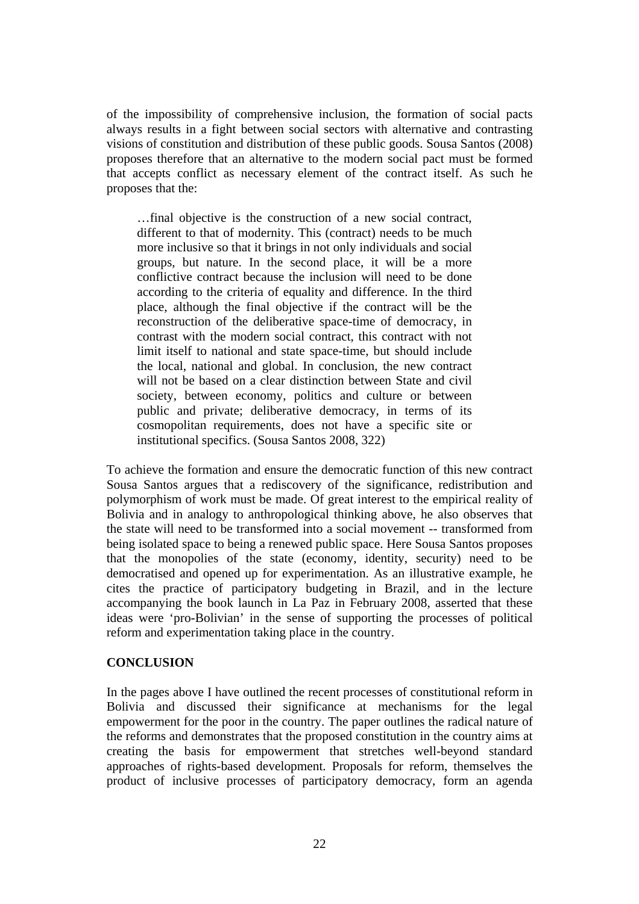of the impossibility of comprehensive inclusion, the formation of social pacts always results in a fight between social sectors with alternative and contrasting visions of constitution and distribution of these public goods. Sousa Santos (2008) proposes therefore that an alternative to the modern social pact must be formed that accepts conflict as necessary element of the contract itself. As such he proposes that the:

> …final objective is the construction of a new social contract, different to that of modernity. This (contract) needs to be much more inclusive so that it brings in not only individuals and social groups, but nature. In the second place, it will be a more conflictive contract because the inclusion will need to be done according to the criteria of equality and difference. In the third place, although the final objective if the contract will be the reconstruction of the deliberative space-time of democracy, in contrast with the modern social contract, this contract with not limit itself to national and state space-time, but should include the local, national and global. In conclusion, the new contract will not be based on a clear distinction between State and civil society, between economy, politics and culture or between public and private; deliberative democracy, in terms of its cosmopolitan requirements, does not have a specific site or institutional specifics. (Sousa Santos 2008, 322)

To achieve the formation and ensure the democratic function of this new contract Sousa Santos argues that a rediscovery of the significance, redistribution and polymorphism of work must be made. Of great interest to the empirical reality of Bolivia and in analogy to anthropological thinking above, he also observes that the state will need to be transformed into a social movement -- transformed from being isolated space to being a renewed public space. Here Sousa Santos proposes that the monopolies of the state (economy, identity, security) need to be democratised and opened up for experimentation. As an illustrative example, he cites the practice of participatory budgeting in Brazil, and in the lecture accompanying the book launch in La Paz in February 2008, asserted that these ideas were 'pro-Bolivian' in the sense of supporting the processes of political reform and experimentation taking place in the country.

## CONCLUSION

In the pages above I have outlined the recent processes of constitutional reform in Bolivia and discussed their significance at mechanisms for the legal empowerment for the poor in the country. The paper outlines the radical nature of the reforms and demonstrates that the proposed constitution in the country aims at creating the basis for empowerment that stretches well-beyond standard approaches of rights-based development. Proposals for reform, themselves the product of inclusive processes of participatory democracy, form an agenda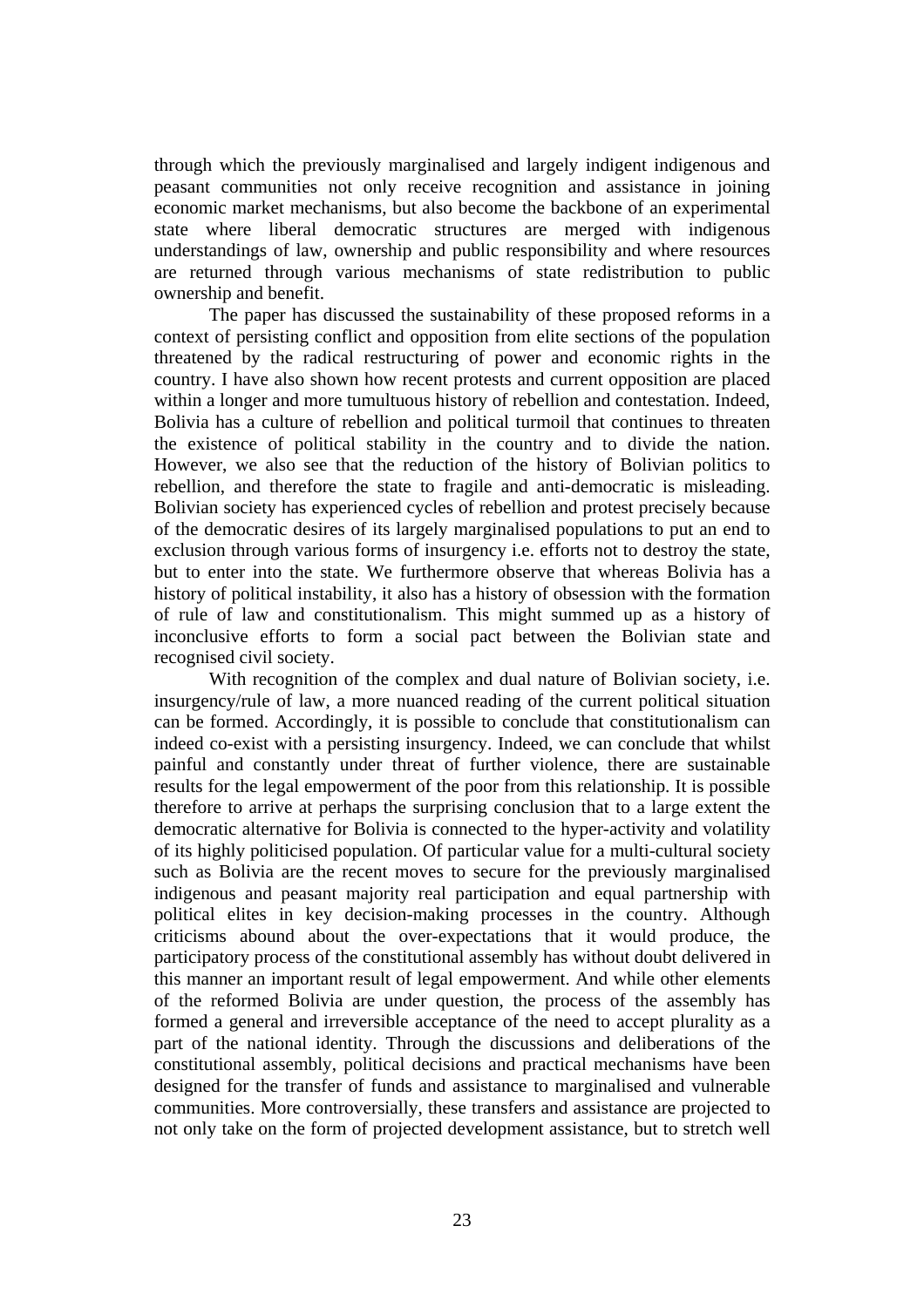through which the previously marginalised and largely indigent indigenous and peasant communities not only receive recognition and assistance in joining economic market mechanisms, but also become the backbone of an experimental state where liberal democratic structures are merged with indigenous understandings of law, ownership and public responsibility and where resources are returned through various mechanisms of state redistribution to public ownership and benefit.

The paper has discussed the sustainability of these proposed reforms in a context of persisting conflict and opposition from elite sections of the population threatened by the radical restructuring of power and economic rights in the country. I have also shown how recent protests and current opposition are placed within a longer and more tumultuous history of rebellion and contestation. Indeed, Bolivia has a culture of rebellion and political turmoil that continues to threaten the existence of political stability in the country and to divide the nation. However, we also see that the reduction of the history of Bolivian politics to rebellion, and therefore the state to fragile and anti-democratic is misleading. Bolivian society has experienced cycles of rebellion and protest precisely because of the democratic desires of its largely marginalised populations to put an end to exclusion through various forms of insurgency i.e. efforts not to destroy the state, but to enter into the state. We furthermore observe that whereas Bolivia has a history of political instability, it also has a history of obsession with the formation of rule of law and constitutionalism. This might summed up as a history of inconclusive efforts to form a social pact between the Bolivian state and recognised civil society.

With recognition of the complex and dual nature of Bolivian society, i.e. insurgency/rule of law, a more nuanced reading of the current political situation can be formed. Accordingly, it is possible to conclude that constitutionalism can indeed co-exist with a persisting insurgency. Indeed, we can conclude that whilst painful and constantly under threat of further violence, there are sustainable results for the legal empowerment of the poor from this relationship. It is possible therefore to arrive at perhaps the surprising conclusion that to a large extent the democratic alternative for Bolivia is connected to the hyper-activity and volatility of its highly politicised population. Of particular value for a multi-cultural society such as Bolivia are the recent moves to secure for the previously marginalised indigenous and peasant majority real participation and equal partnership with political elites in key decision-making processes in the country. Although criticisms abound about the over-expectations that it would produce, the participatory process of the constitutional assembly has without doubt delivered in this manner an important result of legal empowerment. And while other elements of the reformed Bolivia are under question, the process of the assembly has formed a general and irreversible acceptance of the need to accept plurality as a part of the national identity. Through the discussions and deliberations of the constitutional assembly, political decisions and practical mechanisms have been designed for the transfer of funds and assistance to marginalised and vulnerable communities. More controversially, these transfers and assistance are projected to not only take on the form of projected development assistance, but to stretch well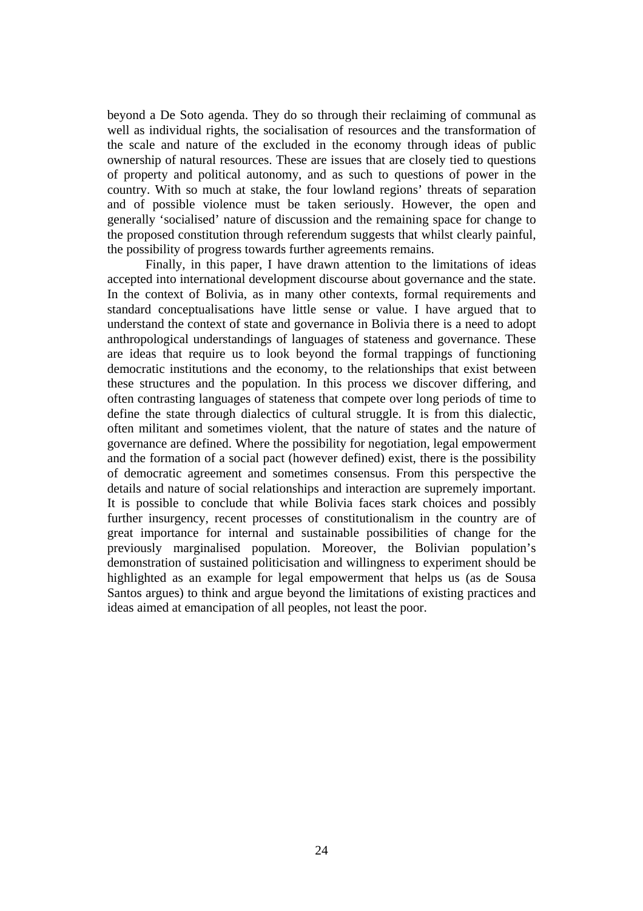beyond a De Soto agenda. They do so through their reclaiming of communal as well as individual rights, the socialisation of resources and the transformation of the scale and nature of the excluded in the economy through ideas of public ownership of natural resources. These are issues that are closely tied to questions of property and political autonomy, and as such to questions of power in the country. With so much at stake, the four lowland regions' threats of separation and of possible violence must be taken seriously. However, the open and generally 'socialised' nature of discussion and the remaining space for change to the proposed constitution through referendum suggests that whilst clearly painful, the possibility of progress towards further agreements remains.

Finally, in this paper, I have drawn attention to the limitations of ideas accepted into international development discourse about governance and the state. In the context of Bolivia, as in many other contexts, formal requirements and standard conceptualisations have little sense or value. I have argued that to understand the context of state and governance in Bolivia there is a need to adopt anthropological understandings of languages of stateness and governance. These are ideas that require us to look beyond the formal trappings of functioning democratic institutions and the economy, to the relationships that exist between these structures and the population. In this process we discover differing, and often contrasting languages of stateness that compete over long periods of time to define the state through dialectics of cultural struggle. It is from this dialectic, often militant and sometimes violent, that the nature of states and the nature of governance are defined. Where the possibility for negotiation, legal empowerment and the formation of a social pact (however defined) exist, there is the possibility of democratic agreement and sometimes consensus. From this perspective the details and nature of social relationships and interaction are supremely important. It is possible to conclude that while Bolivia faces stark choices and possibly further insurgency, recent processes of constitutionalism in the country are of great importance for internal and sustainable possibilities of change for the previously marginalised population. Moreover, the Bolivian population's demonstration of sustained politicisation and willingness to experiment should be highlighted as an example for legal empowerment that helps us (as de Sousa Santos argues) to think and argue beyond the limitations of existing practices and ideas aimed at emancipation of all peoples, not least the poor.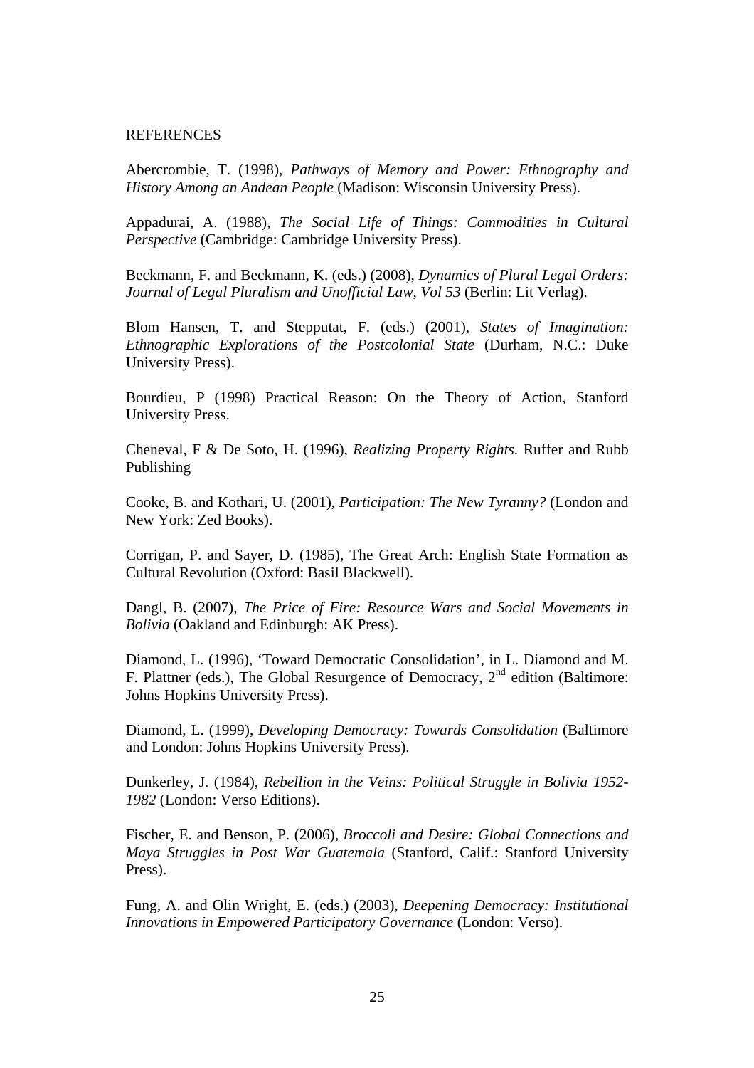REFERENCES

Abercrombie, T. (1998), *Pathways of Memory and Power: Ethnography and History Among an Andean People* (Madison: Wisconsin University Press).

Appadurai, A. (1988), *The Social Life of Things: Commodities in Cultural Perspective* (Cambridge: Cambridge University Press).

Beckmann, F. and Beckmann, K. (eds.) (2008), *Dynamics of Plural Legal Orders: Journal of Legal Pluralism and Unofficial Law, Vol 53* (Berlin: Lit Verlag).

Blom Hansen, T. and Stepputat, F. (eds.) (2001), *States of Imagination: Ethnographic Explorations of the Postcolonial State* (Durham, N.C.: Duke University Press).

Bourdieu, P (1998) Practical Reason: On the Theory of Action, Stanford University Press.

Cheneval, F & De Soto, H. (1996), *Realizing Property Rights*. Ruffer and Rubb Publishing

Cooke, B. and Kothari, U. (2001), *Participation: The New Tyranny?* (London and New York: Zed Books).

Corrigan, P. and Sayer, D. (1985), The Great Arch: English State Formation as Cultural Revolution (Oxford: Basil Blackwell).

Dangl, B. (2007), *The Price of Fire: Resource Wars and Social Movements in Bolivia* (Oakland and Edinburgh: AK Press).

Diamond, L. (1996), 'Toward Democratic Consolidation', in L. Diamond and M. F. Plattner (eds.), The Global Resurgence of Democracy, 2nd edition (Baltimore: Johns Hopkins University Press).

Diamond, L. (1999), *Developing Democracy: Towards Consolidation* (Baltimore and London: Johns Hopkins University Press).

Dunkerley, J. (1984), *Rebellion in the Veins: Political Struggle in Bolivia 1952-1982* (London: Verso Editions).

Fischer, E. and Benson, P. (2006), *Broccoli and Desire: Global Connections and Maya Struggles in Post War Guatemala* (Stanford, Calif.: Stanford University Press).

Fung, A. and Olin Wright, E. (eds.) (2003), *Deepening Democracy: Institutional Innovations in Empowered Participatory Governance* (London: Verso).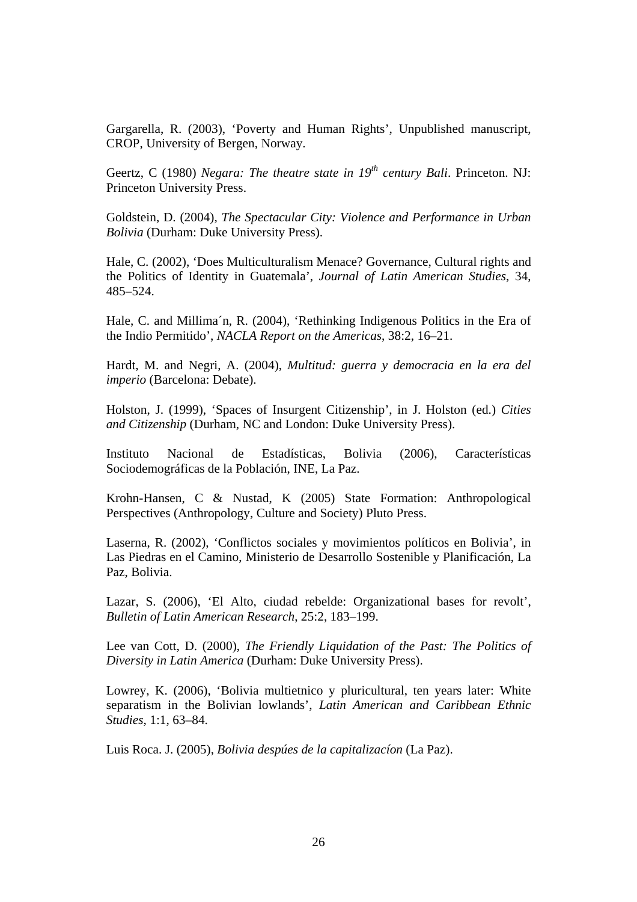Gargarella, R. (2003), 'Poverty and Human Rights', Unpublished manuscript, CROP, University of Bergen, Norway.

Geertz, C (1980) *Negara: The theatre state in 19th century Bali*. Princeton. NJ: Princeton University Press.

Goldstein, D. (2004), *The Spectacular City: Violence and Performance in Urban Bolivia* (Durham: Duke University Press).

Hale, C. (2002), 'Does Multiculturalism Menace? Governance, Cultural rights and the Politics of Identity in Guatemala', *Journal of Latin American Studies*, 34, 485–524.

Hale, C. and Millima´n, R. (2004), 'Rethinking Indigenous Politics in the Era of the Indio Permitido', *NACLA Report on the Americas*, 38:2, 16–21.

Hardt, M. and Negri, A. (2004), *Multitud: guerra y democracia en la era del imperio* (Barcelona: Debate).

Holston, J. (1999), 'Spaces of Insurgent Citizenship', in J. Holston (ed.) *Cities and Citizenship* (Durham, NC and London: Duke University Press).

Instituto Nacional de Estadísticas, Bolivia (2006), Características Sociodemográficas de la Población, INE, La Paz.

Krohn-Hansen, C & Nustad, K (2005) State Formation: Anthropological Perspectives (Anthropology, Culture and Society) Pluto Press.

Laserna, R. (2002), 'Conflictos sociales y movimientos políticos en Bolivia', in Las Piedras en el Camino, Ministerio de Desarrollo Sostenible y Planificación, La Paz, Bolivia.

Lazar, S. (2006), 'El Alto, ciudad rebelde: Organizational bases for revolt', *Bulletin of Latin American Research*, 25:2, 183–199.

Lee van Cott, D. (2000), *The Friendly Liquidation of the Past: The Politics of Diversity in Latin America* (Durham: Duke University Press).

Lowrey, K. (2006), 'Bolivia multietnico y pluricultural, ten years later: White separatism in the Bolivian lowlands', *Latin American and Caribbean Ethnic Studies*, 1:1, 63–84.

Luis Roca. J. (2005), *Bolivia despúes de la capitalizacíon* (La Paz).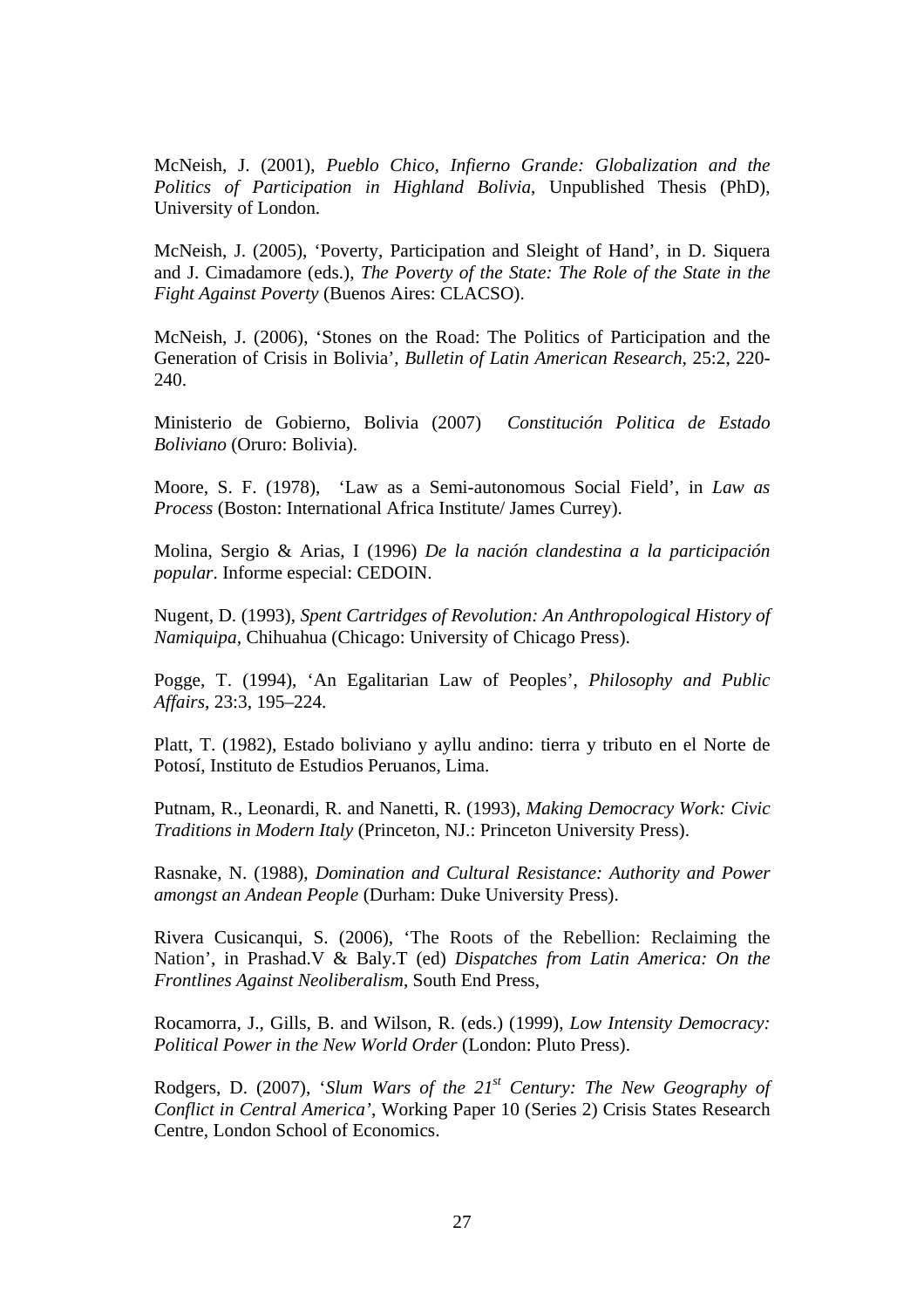McNeish, J. (2001), *Pueblo Chico, Infierno Grande: Globalization and the Politics of Participation in Highland Bolivia*, Unpublished Thesis (PhD), University of London.

McNeish, J. (2005), 'Poverty, Participation and Sleight of Hand', in D. Siquera and J. Cimadamore (eds.), *The Poverty of the State: The Role of the State in the Fight Against Poverty* (Buenos Aires: CLACSO).

McNeish, J. (2006), 'Stones on the Road: The Politics of Participation and the Generation of Crisis in Bolivia', *Bulletin of Latin American Research*, 25:2, 220-240.

Ministerio de Gobierno, Bolivia (2007) *Constitución Politica de Estado Boliviano* (Oruro: Bolivia).

Moore, S. F. (1978), 'Law as a Semi-autonomous Social Field', in *Law as Process* (Boston: International Africa Institute/ James Currey).

Molina, Sergio & Arias, I (1996) *De la nación clandestina a la participación popular*. Informe especial: CEDOIN.

Nugent, D. (1993), *Spent Cartridges of Revolution: An Anthropological History of Namiquipa,* Chihuahua (Chicago: University of Chicago Press).

Pogge, T. (1994), 'An Egalitarian Law of Peoples', *Philosophy and Public Affairs*, 23:3, 195–224.

Platt, T. (1982), Estado boliviano y ayllu andino: tierra y tributo en el Norte de Potosí, Instituto de Estudios Peruanos, Lima.

Putnam, R., Leonardi, R. and Nanetti, R. (1993), *Making Democracy Work: Civic Traditions in Modern Italy* (Princeton, NJ.: Princeton University Press).

Rasnake, N. (1988), *Domination and Cultural Resistance: Authority and Power amongst an Andean People* (Durham: Duke University Press).

Rivera Cusicanqui, S. (2006), 'The Roots of the Rebellion: Reclaiming the Nation', in Prashad.V & Baly.T (ed) *Dispatches from Latin America: On the Frontlines Against Neoliberalism*, South End Press,

Rocamorra, J., Gills, B. and Wilson, R. (eds.) (1999), *Low Intensity Democracy: Political Power in the New World Order* (London: Pluto Press).

Rodgers, D. (2007), '*Slum Wars of the 21st Century: The New Geography of Conflict in Central America'*, Working Paper 10 (Series 2) Crisis States Research Centre, London School of Economics.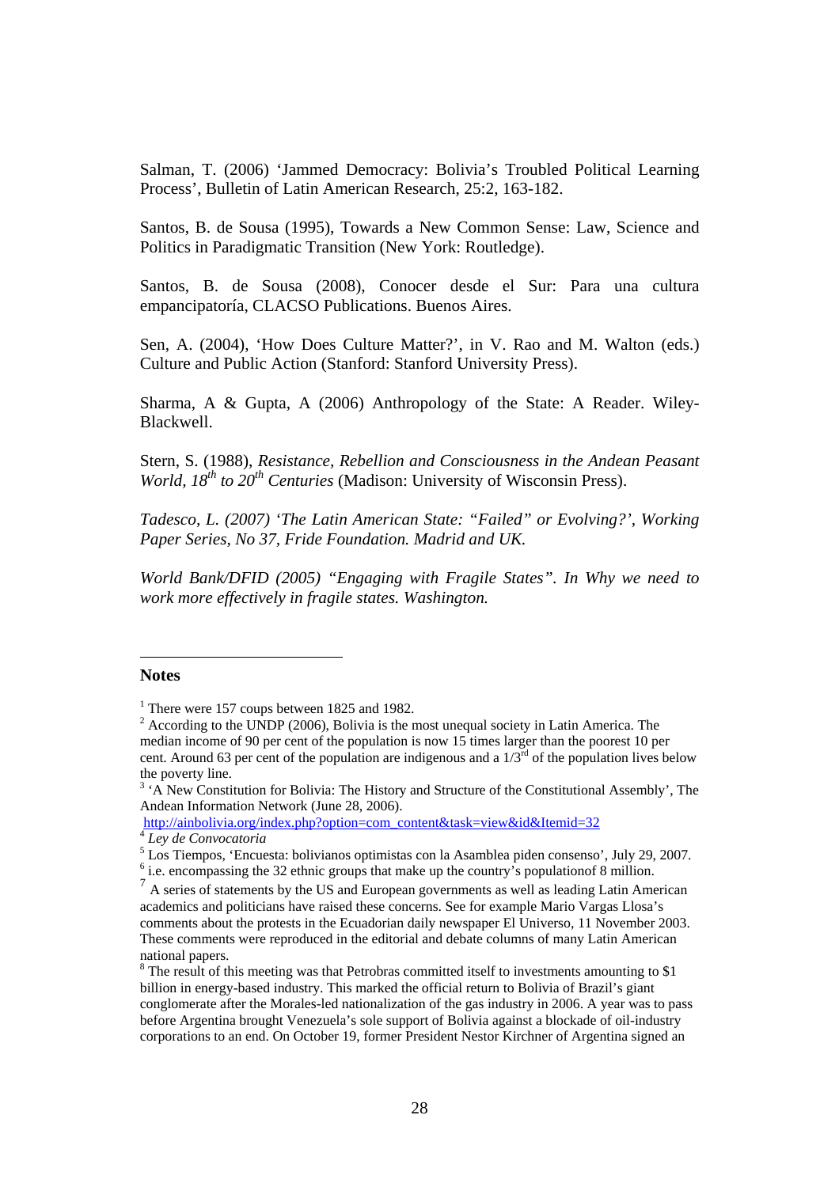Salman, T. (2006) 'Jammed Democracy: Bolivia's Troubled Political Learning Process', Bulletin of Latin American Research, 25:2, 163-182.

Santos, B. de Sousa (1995), Towards a New Common Sense: Law, Science and Politics in Paradigmatic Transition (New York: Routledge).

Santos, B. de Sousa (2008), Conocer desde el Sur: Para una cultura empancipatoría, CLACSO Publications. Buenos Aires.

Sen, A. (2004), 'How Does Culture Matter?', in V. Rao and M. Walton (eds.) Culture and Public Action (Stanford: Stanford University Press).

Sharma, A & Gupta, A (2006) Anthropology of the State: A Reader. Wiley-Blackwell.

Stern, S. (1988), *Resistance, Rebellion and Consciousness in the Andean Peasant World, 18th to 20th Centuries* (Madison: University of Wisconsin Press).

*Tadesco, L. (2007) 'The Latin American State: "Failed" or Evolving?', Working Paper Series, No 37, Fride Foundation. Madrid and UK.*

*World Bank/DFID (2005) "Engaging with Fragile States". In Why we need to work more effectively in fragile states. Washington.*

**Notes**

[1] There were 157 coups between 1825 and 1982.

[2] According to the UNDP (2006), Bolivia is the most unequal society in Latin America. The median income of 90 per cent of the population is now 15 times larger than the poorest 10 per cent. Around 63 per cent of the population are indigenous and a 1/3rd of the population lives below the poverty line.

[3] 'A New Constitution for Bolivia: The History and Structure of the Constitutional Assembly', The Andean Information Network (June 28, 2006). http://ainbolivia.org/index.php?option=com_content&task=view&id&Itemid=32

[4] *Ley de Convocatoria*

[5] Los Tiempos, 'Encuesta: bolivianos optimistas con la Asamblea piden consenso', July 29, 2007.

[6] i.e. encompassing the 32 ethnic groups that make up the country's populationof 8 million.

[7] A series of statements by the US and European governments as well as leading Latin American academics and politicians have raised these concerns. See for example Mario Vargas Llosa's comments about the protests in the Ecuadorian daily newspaper El Universo, 11 November 2003. These comments were reproduced in the editorial and debate columns of many Latin American national papers.

[8] The result of this meeting was that Petrobras committed itself to investments amounting to $1 billion in energy-based industry. This marked the official return to Bolivia of Brazil's giant conglomerate after the Morales-led nationalization of the gas industry in 2006. A year was to pass before Argentina brought Venezuela's sole support of Bolivia against a blockade of oil-industry corporations to an end. On October 19, former President Nestor Kirchner of Argentina signed an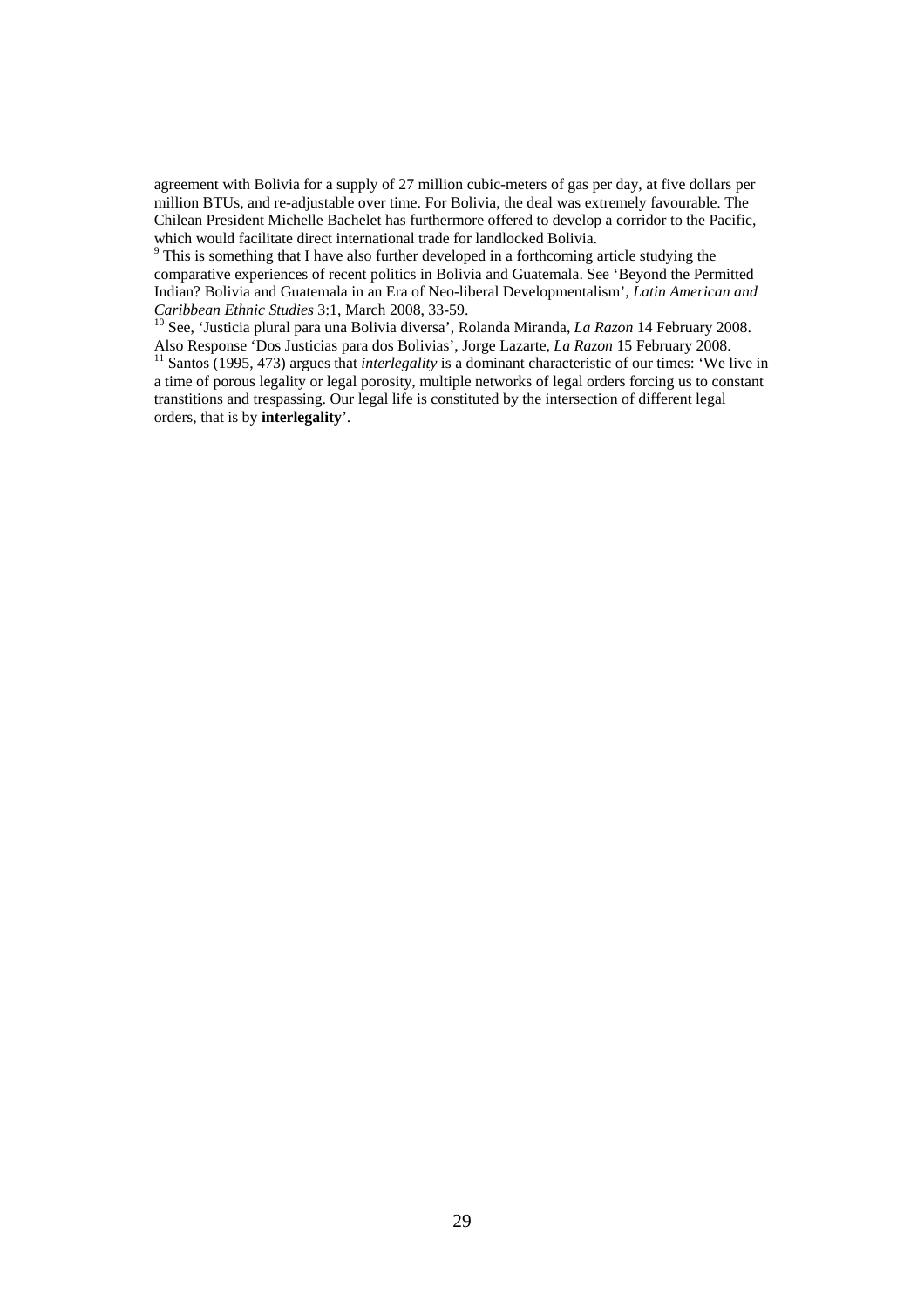agreement with Bolivia for a supply of 27 million cubic-meters of gas per day, at five dollars per million BTUs, and re-adjustable over time. For Bolivia, the deal was extremely favourable. The Chilean President Michelle Bachelet has furthermore offered to develop a corridor to the Pacific, which would facilitate direct international trade for landlocked Bolivia.

[9] This is something that I have also further developed in a forthcoming article studying the comparative experiences of recent politics in Bolivia and Guatemala. See 'Beyond the Permitted Indian? Bolivia and Guatemala in an Era of Neo-liberal Developmentalism', *Latin American and Caribbean Ethnic Studies* 3:1, March 2008, 33-59.

[10] See, 'Justicia plural para una Bolivia diversa', Rolanda Miranda, *La Razon* 14 February 2008. Also Response 'Dos Justicias para dos Bolivias', Jorge Lazarte, *La Razon* 15 February 2008.

[11] Santos (1995, 473) argues that *interlegality* is a dominant characteristic of our times: 'We live in a time of porous legality or legal porosity, multiple networks of legal orders forcing us to constant transtitions and trespassing. Our legal life is constituted by the intersection of different legal orders, that is by **interlegality**'.